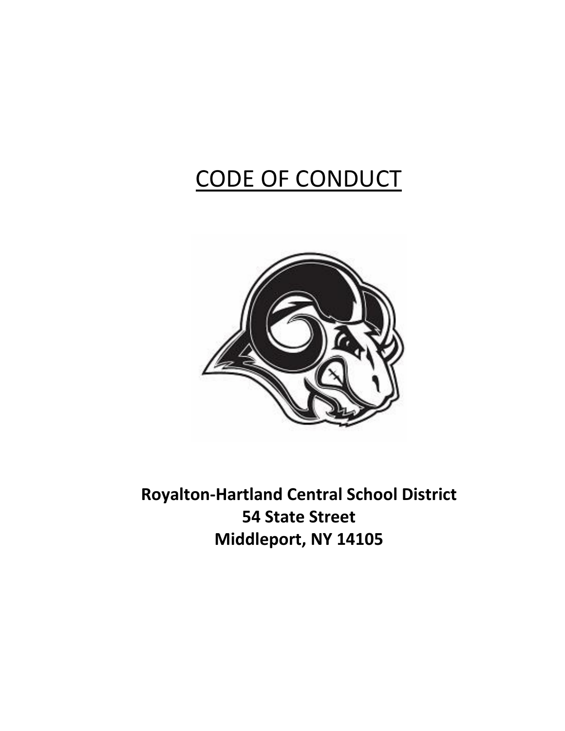# CODE OF CONDUCT

**Royalton-Hartland Central School District**
**54 State Street**
**Middleport, NY 14105**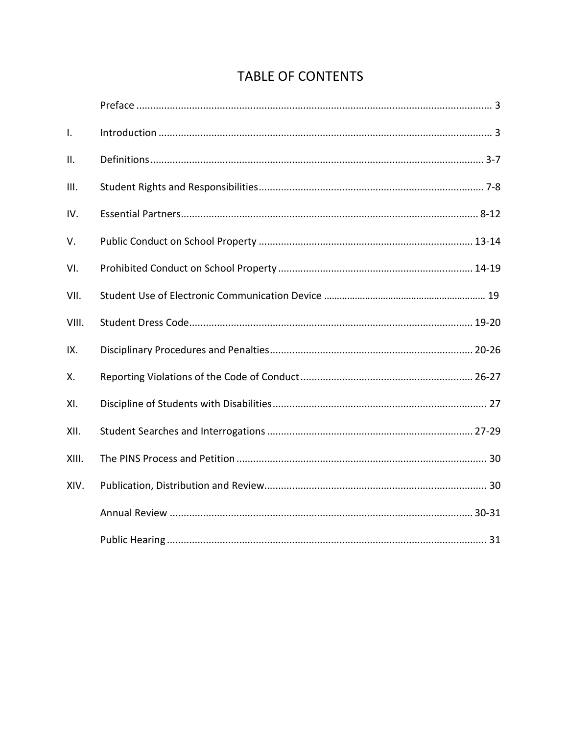# TABLE OF CONTENTS

| | | |
|---|---|---|
| | Preface | 3 |
| I. | Introduction | 3 |
| II. | Definitions | 3-7 |
| III. | Student Rights and Responsibilities | 7-8 |
| IV. | Essential Partners | 8-12 |
| V. | Public Conduct on School Property | 13-14 |
| VI. | Prohibited Conduct on School Property | 14-19 |
| VII. | Student Use of Electronic Communication Device | 19 |
| VIII. | Student Dress Code | 19-20 |
| IX. | Disciplinary Procedures and Penalties | 20-26 |
| X. | Reporting Violations of the Code of Conduct | 26-27 |
| XI. | Discipline of Students with Disabilities | 27 |
| XII. | Student Searches and Interrogations | 27-29 |
| XIII. | The PINS Process and Petition | 30 |
| XIV. | Publication, Distribution and Review | 30 |
| | Annual Review | 30-31 |
| | Public Hearing | 31 |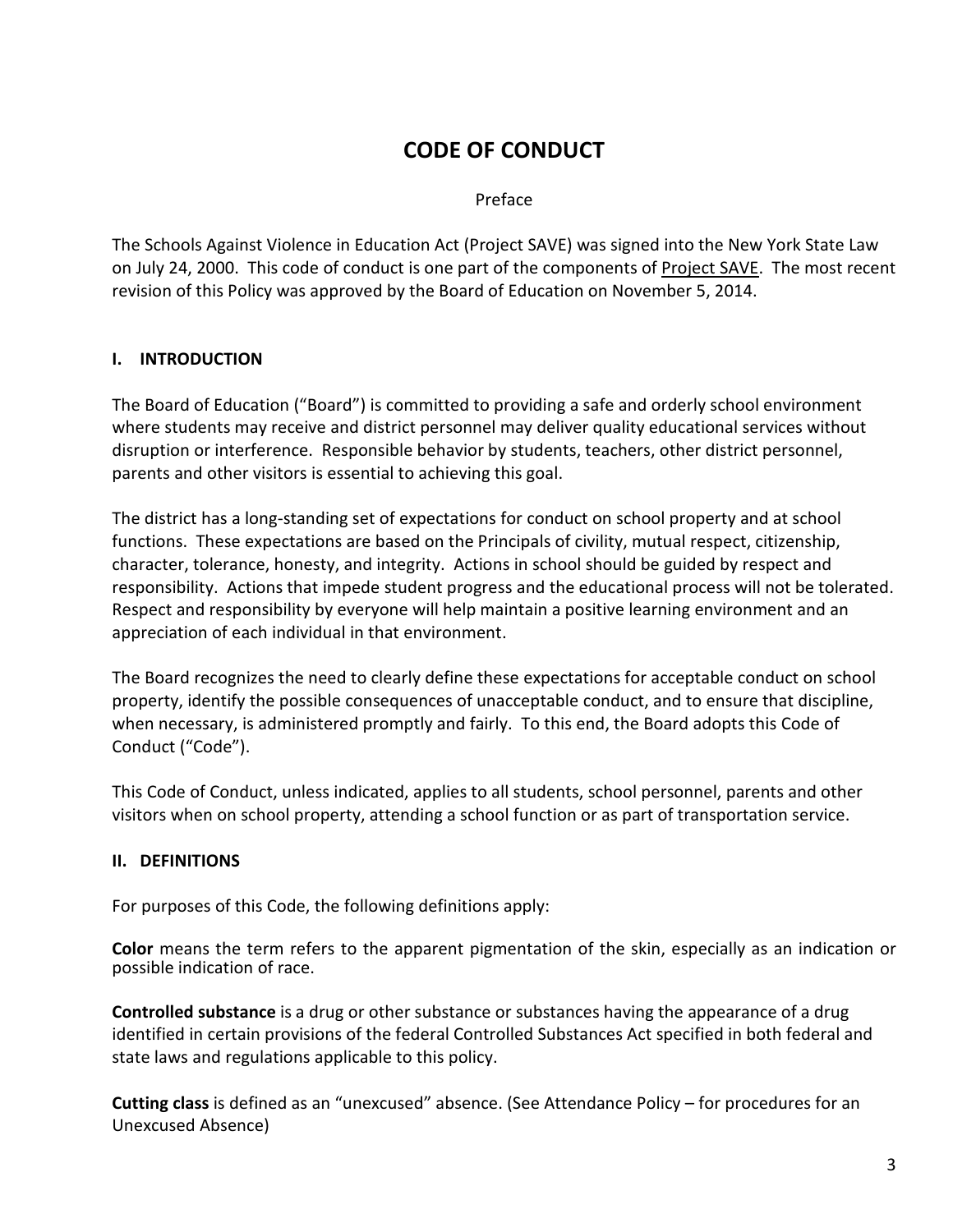# CODE OF CONDUCT

Preface

The Schools Against Violence in Education Act (Project SAVE) was signed into the New York State Law on July 24, 2000. This code of conduct is one part of the components of Project SAVE. The most recent revision of this Policy was approved by the Board of Education on November 5, 2014.

## I. INTRODUCTION

The Board of Education ("Board") is committed to providing a safe and orderly school environment where students may receive and district personnel may deliver quality educational services without disruption or interference. Responsible behavior by students, teachers, other district personnel, parents and other visitors is essential to achieving this goal.

The district has a long-standing set of expectations for conduct on school property and at school functions. These expectations are based on the Principals of civility, mutual respect, citizenship, character, tolerance, honesty, and integrity. Actions in school should be guided by respect and responsibility. Actions that impede student progress and the educational process will not be tolerated. Respect and responsibility by everyone will help maintain a positive learning environment and an appreciation of each individual in that environment.

The Board recognizes the need to clearly define these expectations for acceptable conduct on school property, identify the possible consequences of unacceptable conduct, and to ensure that discipline, when necessary, is administered promptly and fairly. To this end, the Board adopts this Code of Conduct ("Code").

This Code of Conduct, unless indicated, applies to all students, school personnel, parents and other visitors when on school property, attending a school function or as part of transportation service.

## II. DEFINITIONS

For purposes of this Code, the following definitions apply:

**Color** means the term refers to the apparent pigmentation of the skin, especially as an indication or possible indication of race.

**Controlled substance** is a drug or other substance or substances having the appearance of a drug identified in certain provisions of the federal Controlled Substances Act specified in both federal and state laws and regulations applicable to this policy.

**Cutting class** is defined as an "unexcused" absence. (See Attendance Policy – for procedures for an Unexcused Absence)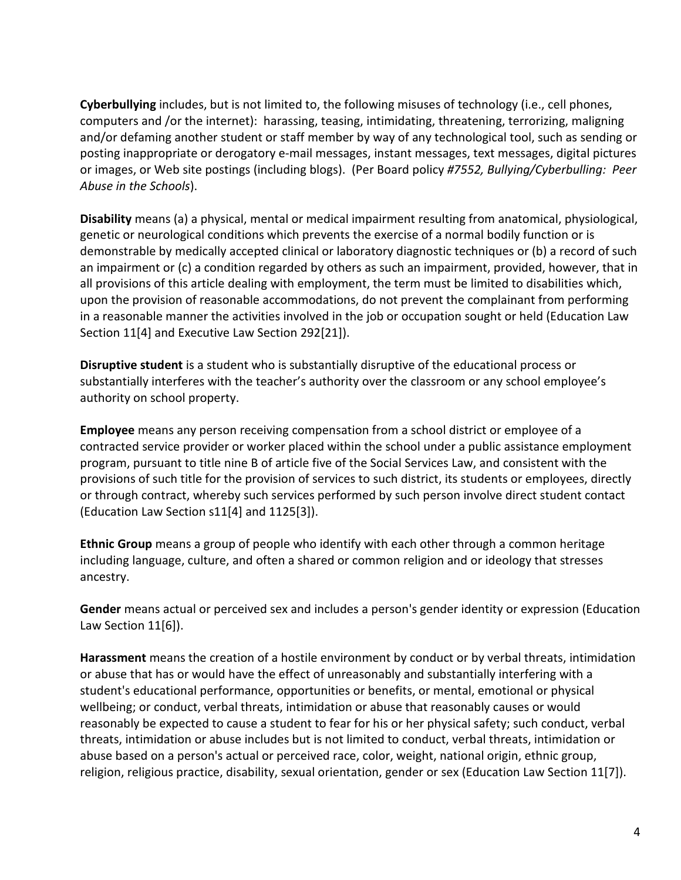**Cyberbullying** includes, but is not limited to, the following misuses of technology (i.e., cell phones, computers and /or the internet): harassing, teasing, intimidating, threatening, terrorizing, maligning and/or defaming another student or staff member by way of any technological tool, such as sending or posting inappropriate or derogatory e-mail messages, instant messages, text messages, digital pictures or images, or Web site postings (including blogs). (Per Board policy *#7552, Bullying/Cyberbulling: Peer Abuse in the Schools*).

**Disability** means (a) a physical, mental or medical impairment resulting from anatomical, physiological, genetic or neurological conditions which prevents the exercise of a normal bodily function or is demonstrable by medically accepted clinical or laboratory diagnostic techniques or (b) a record of such an impairment or (c) a condition regarded by others as such an impairment, provided, however, that in all provisions of this article dealing with employment, the term must be limited to disabilities which, upon the provision of reasonable accommodations, do not prevent the complainant from performing in a reasonable manner the activities involved in the job or occupation sought or held (Education Law Section 11[4] and Executive Law Section 292[21]).

**Disruptive student** is a student who is substantially disruptive of the educational process or substantially interferes with the teacher's authority over the classroom or any school employee's authority on school property.

**Employee** means any person receiving compensation from a school district or employee of a contracted service provider or worker placed within the school under a public assistance employment program, pursuant to title nine B of article five of the Social Services Law, and consistent with the provisions of such title for the provision of services to such district, its students or employees, directly or through contract, whereby such services performed by such person involve direct student contact (Education Law Section s11[4] and 1125[3]).

**Ethnic Group** means a group of people who identify with each other through a common heritage including language, culture, and often a shared or common religion and or ideology that stresses ancestry.

**Gender** means actual or perceived sex and includes a person's gender identity or expression (Education Law Section 11[6]).

**Harassment** means the creation of a hostile environment by conduct or by verbal threats, intimidation or abuse that has or would have the effect of unreasonably and substantially interfering with a student's educational performance, opportunities or benefits, or mental, emotional or physical wellbeing; or conduct, verbal threats, intimidation or abuse that reasonably causes or would reasonably be expected to cause a student to fear for his or her physical safety; such conduct, verbal threats, intimidation or abuse includes but is not limited to conduct, verbal threats, intimidation or abuse based on a person's actual or perceived race, color, weight, national origin, ethnic group, religion, religious practice, disability, sexual orientation, gender or sex (Education Law Section 11[7]).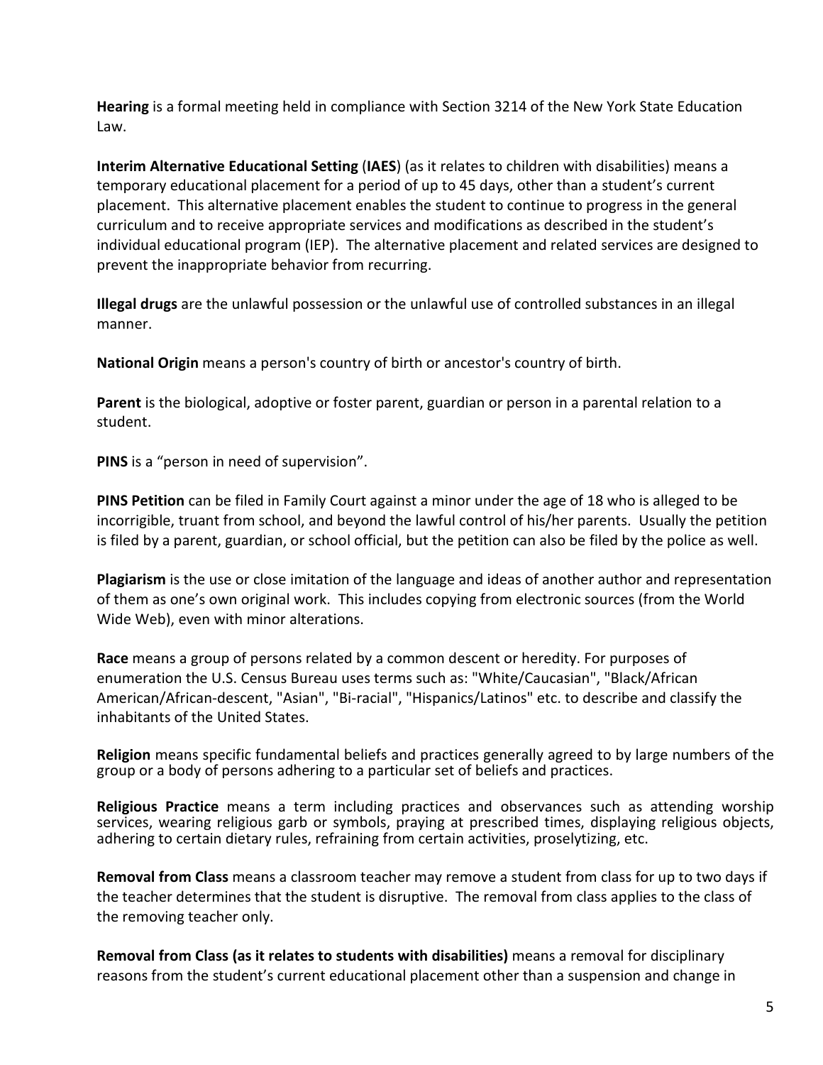**Hearing** is a formal meeting held in compliance with Section 3214 of the New York State Education Law.

**Interim Alternative Educational Setting** (**IAES**) (as it relates to children with disabilities) means a temporary educational placement for a period of up to 45 days, other than a student's current placement. This alternative placement enables the student to continue to progress in the general curriculum and to receive appropriate services and modifications as described in the student's individual educational program (IEP). The alternative placement and related services are designed to prevent the inappropriate behavior from recurring.

**Illegal drugs** are the unlawful possession or the unlawful use of controlled substances in an illegal manner.

**National Origin** means a person's country of birth or ancestor's country of birth.

**Parent** is the biological, adoptive or foster parent, guardian or person in a parental relation to a student.

**PINS** is a "person in need of supervision".

**PINS Petition** can be filed in Family Court against a minor under the age of 18 who is alleged to be incorrigible, truant from school, and beyond the lawful control of his/her parents. Usually the petition is filed by a parent, guardian, or school official, but the petition can also be filed by the police as well.

**Plagiarism** is the use or close imitation of the language and ideas of another author and representation of them as one's own original work. This includes copying from electronic sources (from the World Wide Web), even with minor alterations.

**Race** means a group of persons related by a common descent or heredity. For purposes of enumeration the U.S. Census Bureau uses terms such as: "White/Caucasian", "Black/African American/African-descent, "Asian", "Bi-racial", "Hispanics/Latinos" etc. to describe and classify the inhabitants of the United States.

**Religion** means specific fundamental beliefs and practices generally agreed to by large numbers of the group or a body of persons adhering to a particular set of beliefs and practices.

**Religious Practice** means a term including practices and observances such as attending worship services, wearing religious garb or symbols, praying at prescribed times, displaying religious objects, adhering to certain dietary rules, refraining from certain activities, proselytizing, etc.

**Removal from Class** means a classroom teacher may remove a student from class for up to two days if the teacher determines that the student is disruptive. The removal from class applies to the class of the removing teacher only.

**Removal from Class (as it relates to students with disabilities)** means a removal for disciplinary reasons from the student's current educational placement other than a suspension and change in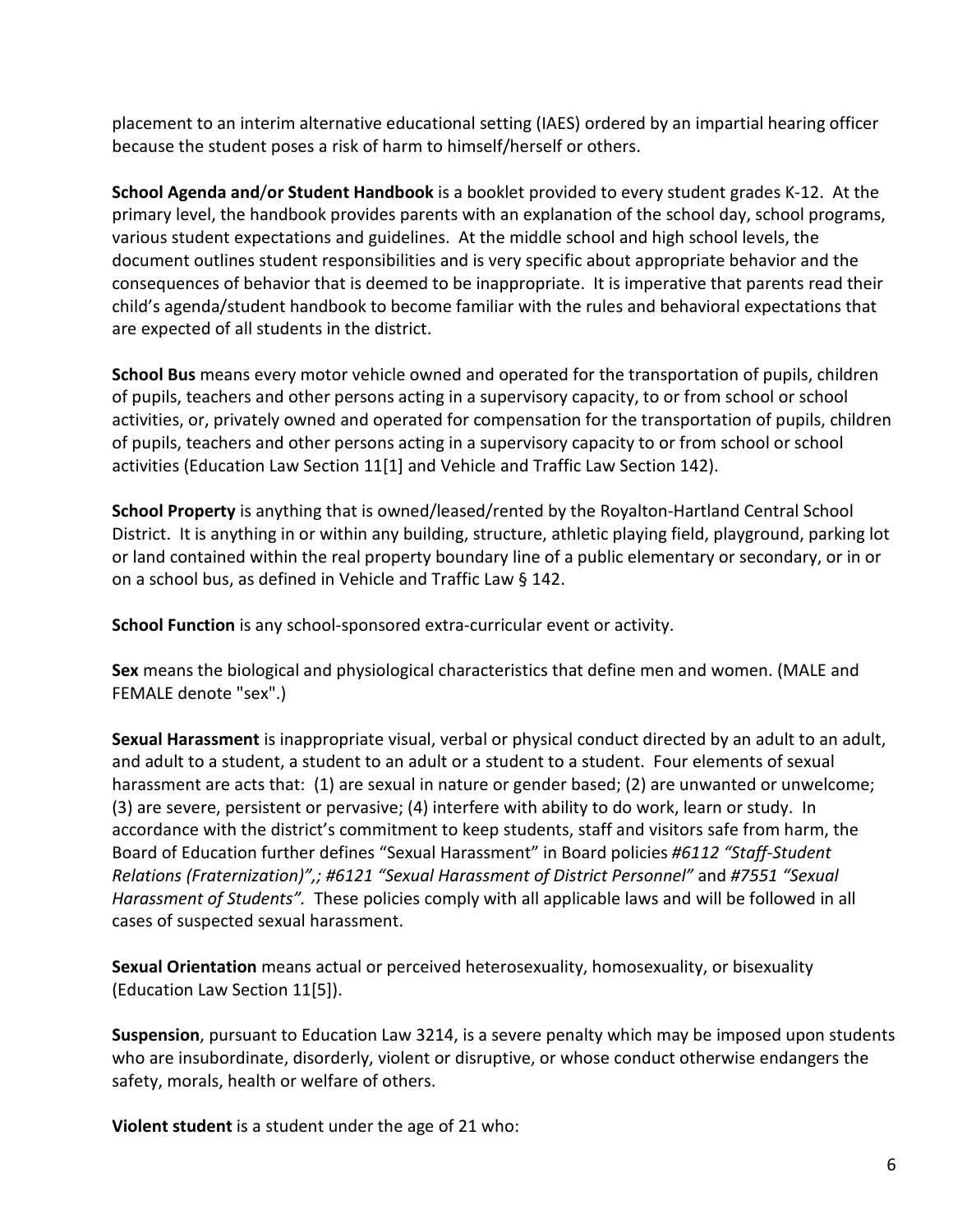placement to an interim alternative educational setting (IAES) ordered by an impartial hearing officer because the student poses a risk of harm to himself/herself or others.

**School Agenda and/or Student Handbook** is a booklet provided to every student grades K-12. At the primary level, the handbook provides parents with an explanation of the school day, school programs, various student expectations and guidelines. At the middle school and high school levels, the document outlines student responsibilities and is very specific about appropriate behavior and the consequences of behavior that is deemed to be inappropriate. It is imperative that parents read their child's agenda/student handbook to become familiar with the rules and behavioral expectations that are expected of all students in the district.

**School Bus** means every motor vehicle owned and operated for the transportation of pupils, children of pupils, teachers and other persons acting in a supervisory capacity, to or from school or school activities, or, privately owned and operated for compensation for the transportation of pupils, children of pupils, teachers and other persons acting in a supervisory capacity to or from school or school activities (Education Law Section 11[1] and Vehicle and Traffic Law Section 142).

**School Property** is anything that is owned/leased/rented by the Royalton-Hartland Central School District. It is anything in or within any building, structure, athletic playing field, playground, parking lot or land contained within the real property boundary line of a public elementary or secondary, or in or on a school bus, as defined in Vehicle and Traffic Law § 142.

**School Function** is any school-sponsored extra-curricular event or activity.

**Sex** means the biological and physiological characteristics that define men and women. (MALE and FEMALE denote "sex".)

**Sexual Harassment** is inappropriate visual, verbal or physical conduct directed by an adult to an adult, and adult to a student, a student to an adult or a student to a student. Four elements of sexual harassment are acts that: (1) are sexual in nature or gender based; (2) are unwanted or unwelcome; (3) are severe, persistent or pervasive; (4) interfere with ability to do work, learn or study. In accordance with the district's commitment to keep students, staff and visitors safe from harm, the Board of Education further defines "Sexual Harassment" in Board policies *#6112 "Staff-Student Relations (Fraternization)",; #6121 "Sexual Harassment of District Personnel"* and *#7551 "Sexual Harassment of Students".* These policies comply with all applicable laws and will be followed in all cases of suspected sexual harassment.

**Sexual Orientation** means actual or perceived heterosexuality, homosexuality, or bisexuality (Education Law Section 11[5]).

**Suspension**, pursuant to Education Law 3214, is a severe penalty which may be imposed upon students who are insubordinate, disorderly, violent or disruptive, or whose conduct otherwise endangers the safety, morals, health or welfare of others.

**Violent student** is a student under the age of 21 who: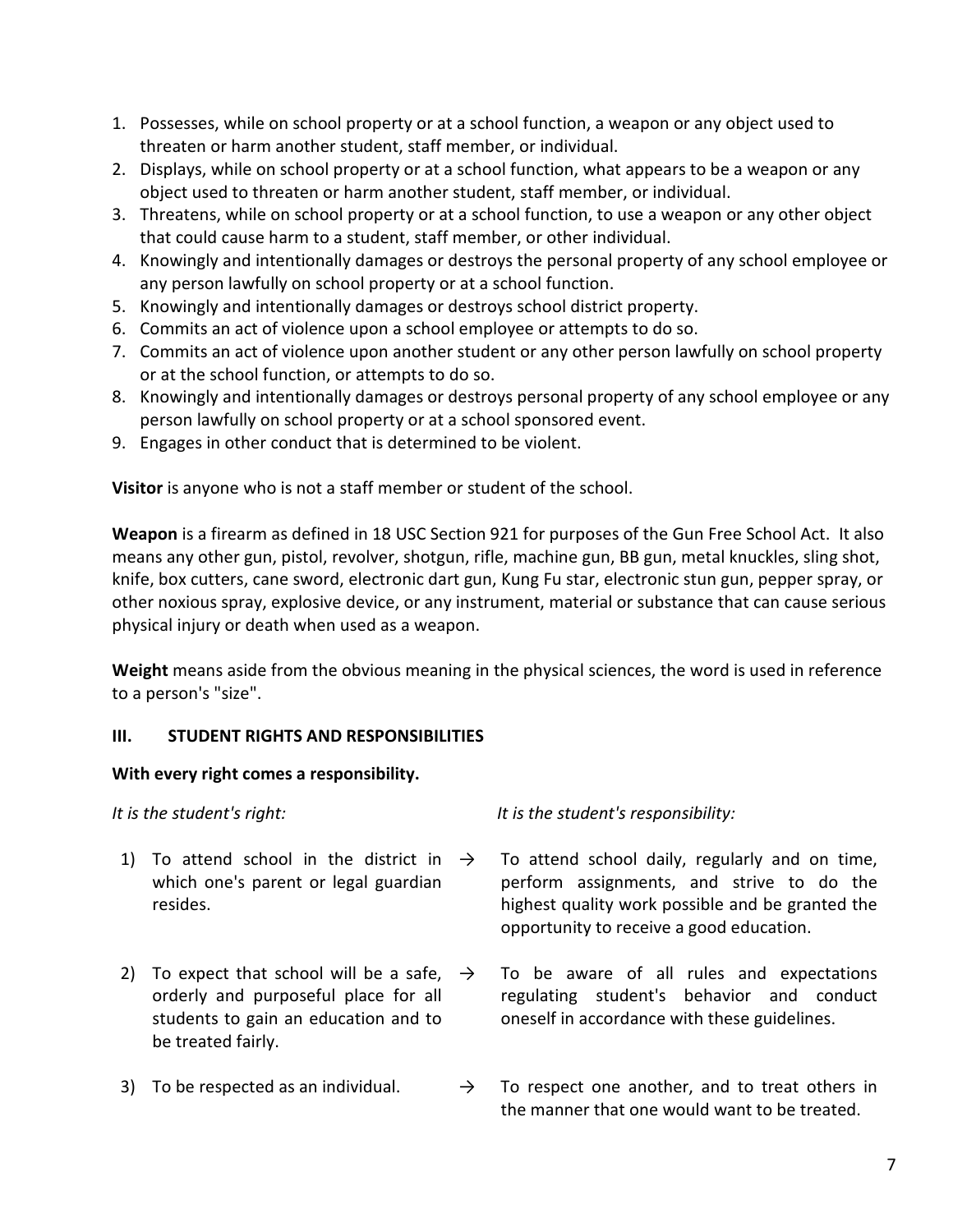1. Possesses, while on school property or at a school function, a weapon or any object used to threaten or harm another student, staff member, or individual.
2. Displays, while on school property or at a school function, what appears to be a weapon or any object used to threaten or harm another student, staff member, or individual.
3. Threatens, while on school property or at a school function, to use a weapon or any other object that could cause harm to a student, staff member, or other individual.
4. Knowingly and intentionally damages or destroys the personal property of any school employee or any person lawfully on school property or at a school function.
5. Knowingly and intentionally damages or destroys school district property.
6. Commits an act of violence upon a school employee or attempts to do so.
7. Commits an act of violence upon another student or any other person lawfully on school property or at the school function, or attempts to do so.
8. Knowingly and intentionally damages or destroys personal property of any school employee or any person lawfully on school property or at a school sponsored event.
9. Engages in other conduct that is determined to be violent.

**Visitor** is anyone who is not a staff member or student of the school.

**Weapon** is a firearm as defined in 18 USC Section 921 for purposes of the Gun Free School Act. It also means any other gun, pistol, revolver, shotgun, rifle, machine gun, BB gun, metal knuckles, sling shot, knife, box cutters, cane sword, electronic dart gun, Kung Fu star, electronic stun gun, pepper spray, or other noxious spray, explosive device, or any instrument, material or substance that can cause serious physical injury or death when used as a weapon.

**Weight** means aside from the obvious meaning in the physical sciences, the word is used in reference to a person's "size".

## III. STUDENT RIGHTS AND RESPONSIBILITIES

**With every right comes a responsibility.**

| *It is the student's right:* | | *It is the student's responsibility:* |
|---|---|---|
| 1) To attend school in the district in which one's parent or legal guardian resides. | → | To attend school daily, regularly and on time, perform assignments, and strive to do the highest quality work possible and be granted the opportunity to receive a good education. |
| 2) To expect that school will be a safe, orderly and purposeful place for all students to gain an education and to be treated fairly. | → | To be aware of all rules and expectations regulating student's behavior and conduct oneself in accordance with these guidelines. |
| 3) To be respected as an individual. | → | To respect one another, and to treat others in the manner that one would want to be treated. |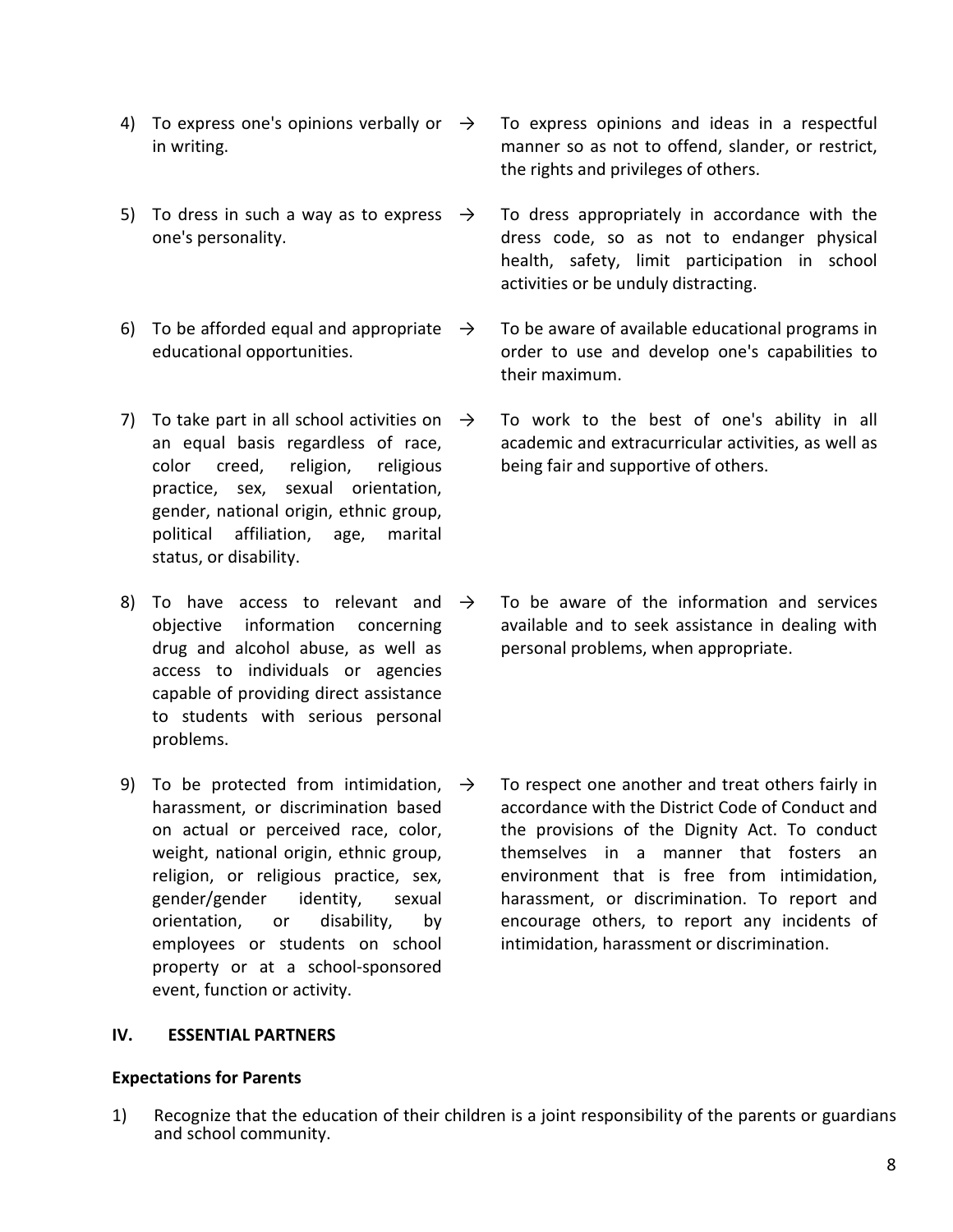| | Rights | | Responsibilities |
|---|---|---|---|
| 4) | To express one's opinions verbally or in writing. | → | To express opinions and ideas in a respectful manner so as not to offend, slander, or restrict, the rights and privileges of others. |
| 5) | To dress in such a way as to express one's personality. | → | To dress appropriately in accordance with the dress code, so as not to endanger physical health, safety, limit participation in school activities or be unduly distracting. |
| 6) | To be afforded equal and appropriate educational opportunities. | → | To be aware of available educational programs in order to use and develop one's capabilities to their maximum. |
| 7) | To take part in all school activities on an equal basis regardless of race, color creed, religion, religious practice, sex, sexual orientation, gender, national origin, ethnic group, political affiliation, age, marital status, or disability. | → | To work to the best of one's ability in all academic and extracurricular activities, as well as being fair and supportive of others. |
| 8) | To have access to relevant and objective information concerning drug and alcohol abuse, as well as access to individuals or agencies capable of providing direct assistance to students with serious personal problems. | → | To be aware of the information and services available and to seek assistance in dealing with personal problems, when appropriate. |
| 9) | To be protected from intimidation, harassment, or discrimination based on actual or perceived race, color, weight, national origin, ethnic group, religion, or religious practice, sex, gender/gender identity, sexual orientation, or disability, by employees or students on school property or at a school-sponsored event, function or activity. | → | To respect one another and treat others fairly in accordance with the District Code of Conduct and the provisions of the Dignity Act. To conduct themselves in a manner that fosters an environment that is free from intimidation, harassment, or discrimination. To report and encourage others, to report any incidents of intimidation, harassment or discrimination. |

## IV. ESSENTIAL PARTNERS

**Expectations for Parents**

1) Recognize that the education of their children is a joint responsibility of the parents or guardians and school community.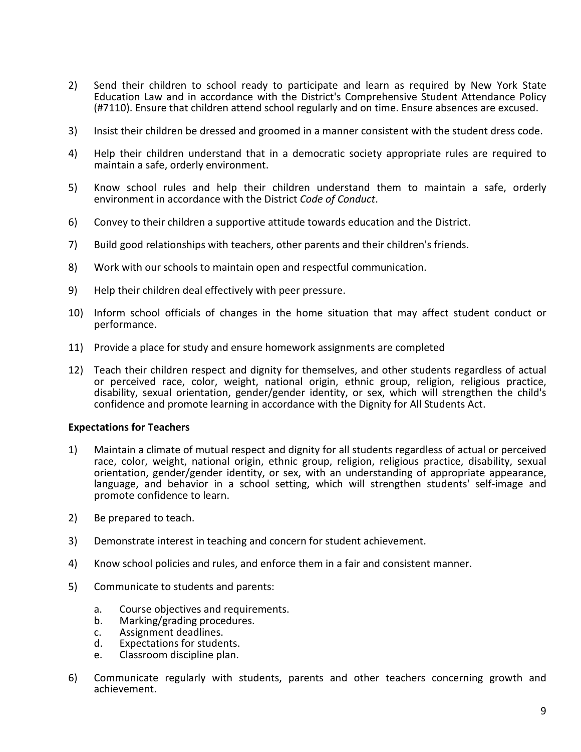2) Send their children to school ready to participate and learn as required by New York State Education Law and in accordance with the District's Comprehensive Student Attendance Policy (#7110). Ensure that children attend school regularly and on time. Ensure absences are excused.

3) Insist their children be dressed and groomed in a manner consistent with the student dress code.

4) Help their children understand that in a democratic society appropriate rules are required to maintain a safe, orderly environment.

5) Know school rules and help their children understand them to maintain a safe, orderly environment in accordance with the District *Code of Conduct*.

6) Convey to their children a supportive attitude towards education and the District.

7) Build good relationships with teachers, other parents and their children's friends.

8) Work with our schools to maintain open and respectful communication.

9) Help their children deal effectively with peer pressure.

10) Inform school officials of changes in the home situation that may affect student conduct or performance.

11) Provide a place for study and ensure homework assignments are completed

12) Teach their children respect and dignity for themselves, and other students regardless of actual or perceived race, color, weight, national origin, ethnic group, religion, religious practice, disability, sexual orientation, gender/gender identity, or sex, which will strengthen the child's confidence and promote learning in accordance with the Dignity for All Students Act.

**Expectations for Teachers**

1) Maintain a climate of mutual respect and dignity for all students regardless of actual or perceived race, color, weight, national origin, ethnic group, religion, religious practice, disability, sexual orientation, gender/gender identity, or sex, with an understanding of appropriate appearance, language, and behavior in a school setting, which will strengthen students' self-image and promote confidence to learn.

2) Be prepared to teach.

3) Demonstrate interest in teaching and concern for student achievement.

4) Know school policies and rules, and enforce them in a fair and consistent manner.

5) Communicate to students and parents:

    a. Course objectives and requirements.
    b. Marking/grading procedures.
    c. Assignment deadlines.
    d. Expectations for students.
    e. Classroom discipline plan.

6) Communicate regularly with students, parents and other teachers concerning growth and achievement.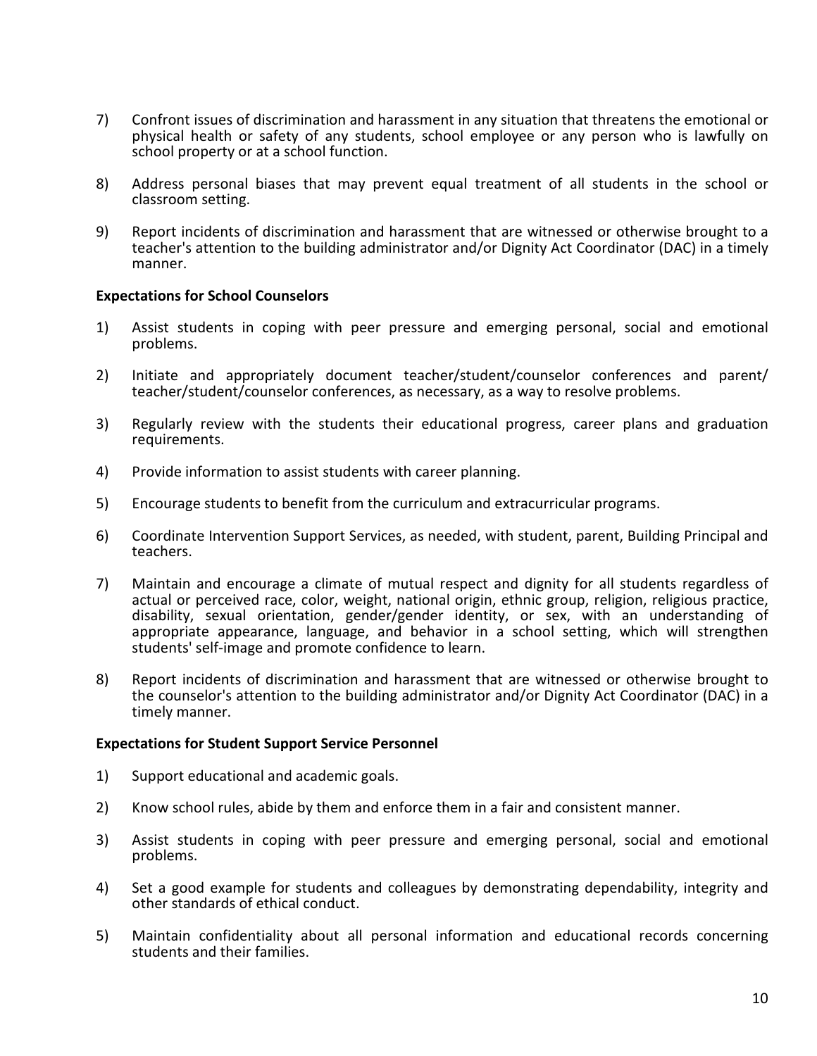7) Confront issues of discrimination and harassment in any situation that threatens the emotional or physical health or safety of any students, school employee or any person who is lawfully on school property or at a school function.

8) Address personal biases that may prevent equal treatment of all students in the school or classroom setting.

9) Report incidents of discrimination and harassment that are witnessed or otherwise brought to a teacher's attention to the building administrator and/or Dignity Act Coordinator (DAC) in a timely manner.

**Expectations for School Counselors**

1) Assist students in coping with peer pressure and emerging personal, social and emotional problems.

2) Initiate and appropriately document teacher/student/counselor conferences and parent/ teacher/student/counselor conferences, as necessary, as a way to resolve problems.

3) Regularly review with the students their educational progress, career plans and graduation requirements.

4) Provide information to assist students with career planning.

5) Encourage students to benefit from the curriculum and extracurricular programs.

6) Coordinate Intervention Support Services, as needed, with student, parent, Building Principal and teachers.

7) Maintain and encourage a climate of mutual respect and dignity for all students regardless of actual or perceived race, color, weight, national origin, ethnic group, religion, religious practice, disability, sexual orientation, gender/gender identity, or sex, with an understanding of appropriate appearance, language, and behavior in a school setting, which will strengthen students' self-image and promote confidence to learn.

8) Report incidents of discrimination and harassment that are witnessed or otherwise brought to the counselor's attention to the building administrator and/or Dignity Act Coordinator (DAC) in a timely manner.

**Expectations for Student Support Service Personnel**

1) Support educational and academic goals.

2) Know school rules, abide by them and enforce them in a fair and consistent manner.

3) Assist students in coping with peer pressure and emerging personal, social and emotional problems.

4) Set a good example for students and colleagues by demonstrating dependability, integrity and other standards of ethical conduct.

5) Maintain confidentiality about all personal information and educational records concerning students and their families.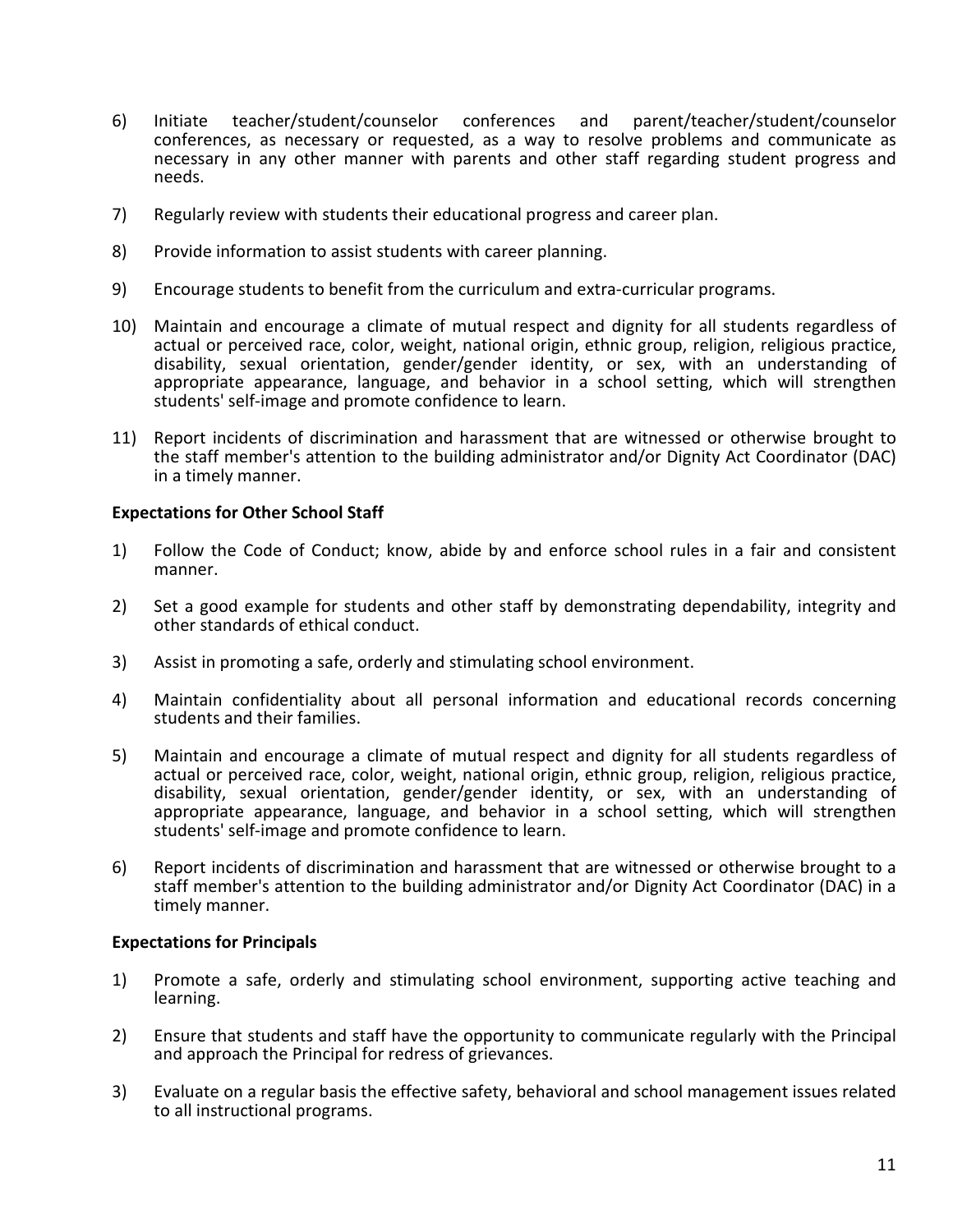6) Initiate teacher/student/counselor conferences and parent/teacher/student/counselor conferences, as necessary or requested, as a way to resolve problems and communicate as necessary in any other manner with parents and other staff regarding student progress and needs.

7) Regularly review with students their educational progress and career plan.

8) Provide information to assist students with career planning.

9) Encourage students to benefit from the curriculum and extra-curricular programs.

10) Maintain and encourage a climate of mutual respect and dignity for all students regardless of actual or perceived race, color, weight, national origin, ethnic group, religion, religious practice, disability, sexual orientation, gender/gender identity, or sex, with an understanding of appropriate appearance, language, and behavior in a school setting, which will strengthen students' self-image and promote confidence to learn.

11) Report incidents of discrimination and harassment that are witnessed or otherwise brought to the staff member's attention to the building administrator and/or Dignity Act Coordinator (DAC) in a timely manner.

**Expectations for Other School Staff**

1) Follow the Code of Conduct; know, abide by and enforce school rules in a fair and consistent manner.

2) Set a good example for students and other staff by demonstrating dependability, integrity and other standards of ethical conduct.

3) Assist in promoting a safe, orderly and stimulating school environment.

4) Maintain confidentiality about all personal information and educational records concerning students and their families.

5) Maintain and encourage a climate of mutual respect and dignity for all students regardless of actual or perceived race, color, weight, national origin, ethnic group, religion, religious practice, disability, sexual orientation, gender/gender identity, or sex, with an understanding of appropriate appearance, language, and behavior in a school setting, which will strengthen students' self-image and promote confidence to learn.

6) Report incidents of discrimination and harassment that are witnessed or otherwise brought to a staff member's attention to the building administrator and/or Dignity Act Coordinator (DAC) in a timely manner.

**Expectations for Principals**

1) Promote a safe, orderly and stimulating school environment, supporting active teaching and learning.

2) Ensure that students and staff have the opportunity to communicate regularly with the Principal and approach the Principal for redress of grievances.

3) Evaluate on a regular basis the effective safety, behavioral and school management issues related to all instructional programs.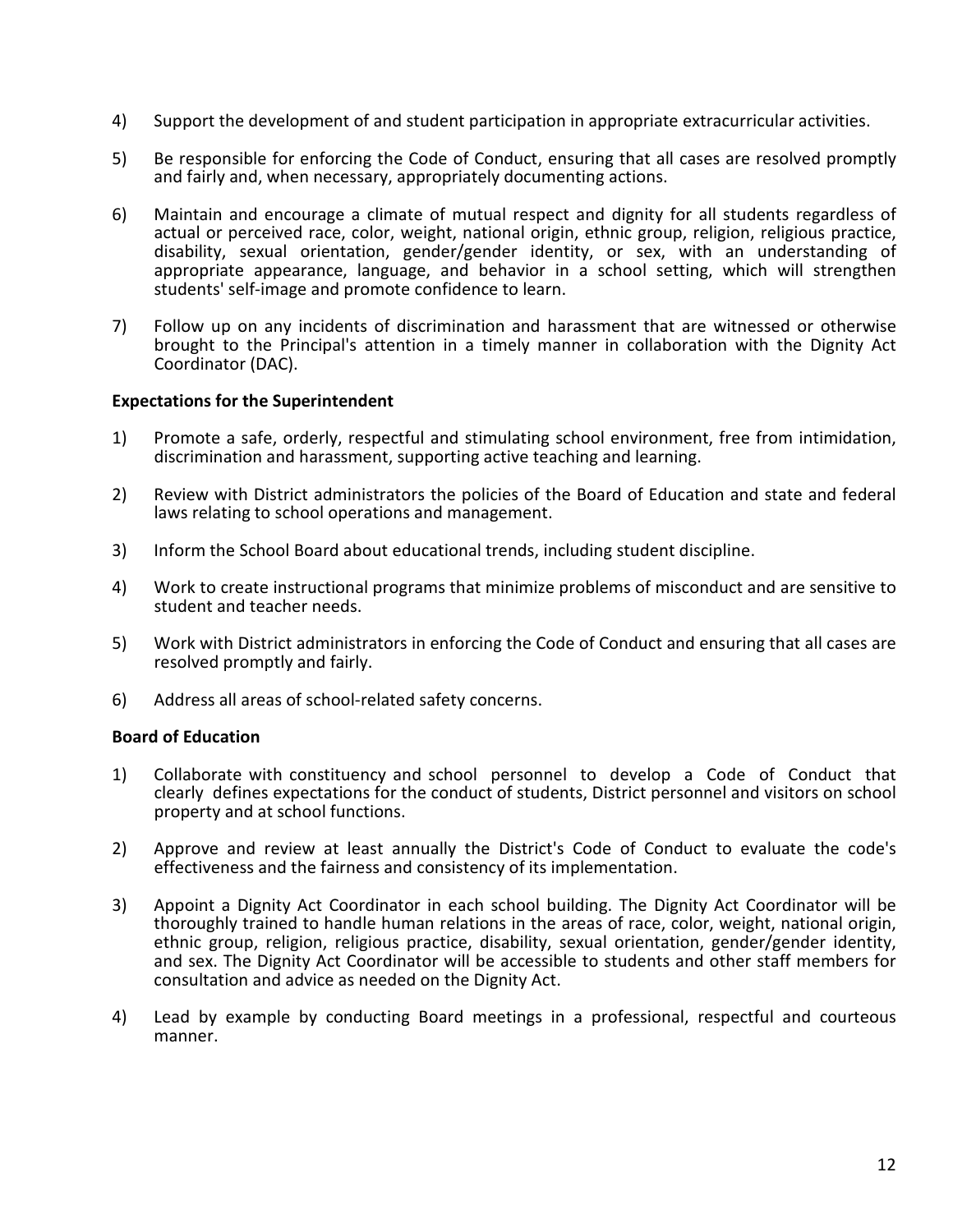4) Support the development of and student participation in appropriate extracurricular activities.

5) Be responsible for enforcing the Code of Conduct, ensuring that all cases are resolved promptly and fairly and, when necessary, appropriately documenting actions.

6) Maintain and encourage a climate of mutual respect and dignity for all students regardless of actual or perceived race, color, weight, national origin, ethnic group, religion, religious practice, disability, sexual orientation, gender/gender identity, or sex, with an understanding of appropriate appearance, language, and behavior in a school setting, which will strengthen students' self-image and promote confidence to learn.

7) Follow up on any incidents of discrimination and harassment that are witnessed or otherwise brought to the Principal's attention in a timely manner in collaboration with the Dignity Act Coordinator (DAC).

**Expectations for the Superintendent**

1) Promote a safe, orderly, respectful and stimulating school environment, free from intimidation, discrimination and harassment, supporting active teaching and learning.

2) Review with District administrators the policies of the Board of Education and state and federal laws relating to school operations and management.

3) Inform the School Board about educational trends, including student discipline.

4) Work to create instructional programs that minimize problems of misconduct and are sensitive to student and teacher needs.

5) Work with District administrators in enforcing the Code of Conduct and ensuring that all cases are resolved promptly and fairly.

6) Address all areas of school-related safety concerns.

**Board of Education**

1) Collaborate with constituency and school personnel to develop a Code of Conduct that clearly defines expectations for the conduct of students, District personnel and visitors on school property and at school functions.

2) Approve and review at least annually the District's Code of Conduct to evaluate the code's effectiveness and the fairness and consistency of its implementation.

3) Appoint a Dignity Act Coordinator in each school building. The Dignity Act Coordinator will be thoroughly trained to handle human relations in the areas of race, color, weight, national origin, ethnic group, religion, religious practice, disability, sexual orientation, gender/gender identity, and sex. The Dignity Act Coordinator will be accessible to students and other staff members for consultation and advice as needed on the Dignity Act.

4) Lead by example by conducting Board meetings in a professional, respectful and courteous manner.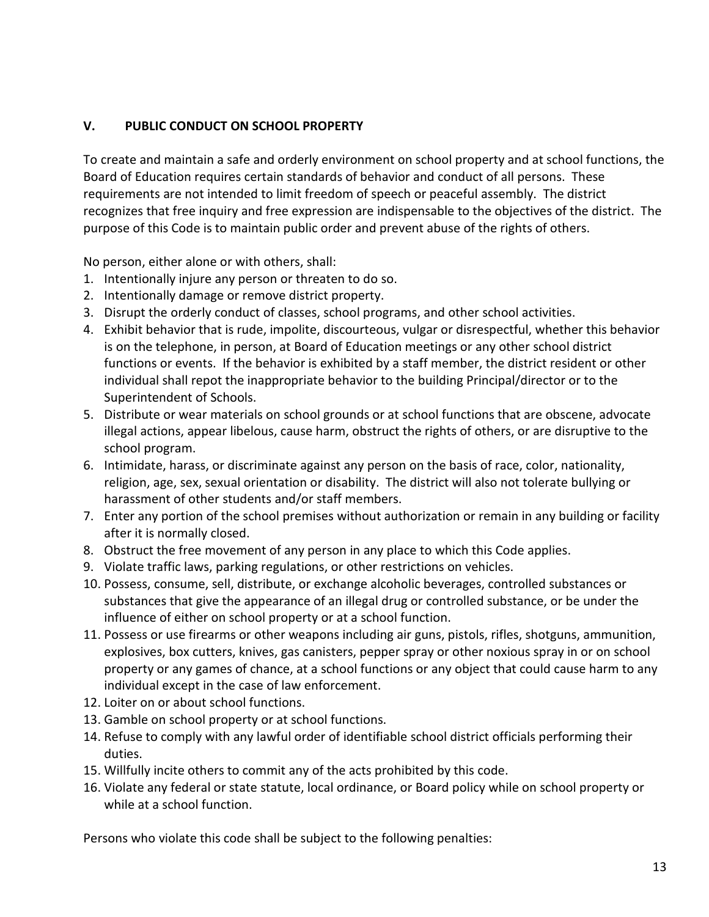## V. PUBLIC CONDUCT ON SCHOOL PROPERTY

To create and maintain a safe and orderly environment on school property and at school functions, the Board of Education requires certain standards of behavior and conduct of all persons. These requirements are not intended to limit freedom of speech or peaceful assembly. The district recognizes that free inquiry and free expression are indispensable to the objectives of the district. The purpose of this Code is to maintain public order and prevent abuse of the rights of others.

No person, either alone or with others, shall:

1. Intentionally injure any person or threaten to do so.
2. Intentionally damage or remove district property.
3. Disrupt the orderly conduct of classes, school programs, and other school activities.
4. Exhibit behavior that is rude, impolite, discourteous, vulgar or disrespectful, whether this behavior is on the telephone, in person, at Board of Education meetings or any other school district functions or events. If the behavior is exhibited by a staff member, the district resident or other individual shall repot the inappropriate behavior to the building Principal/director or to the Superintendent of Schools.
5. Distribute or wear materials on school grounds or at school functions that are obscene, advocate illegal actions, appear libelous, cause harm, obstruct the rights of others, or are disruptive to the school program.
6. Intimidate, harass, or discriminate against any person on the basis of race, color, nationality, religion, age, sex, sexual orientation or disability. The district will also not tolerate bullying or harassment of other students and/or staff members.
7. Enter any portion of the school premises without authorization or remain in any building or facility after it is normally closed.
8. Obstruct the free movement of any person in any place to which this Code applies.
9. Violate traffic laws, parking regulations, or other restrictions on vehicles.
10. Possess, consume, sell, distribute, or exchange alcoholic beverages, controlled substances or substances that give the appearance of an illegal drug or controlled substance, or be under the influence of either on school property or at a school function.
11. Possess or use firearms or other weapons including air guns, pistols, rifles, shotguns, ammunition, explosives, box cutters, knives, gas canisters, pepper spray or other noxious spray in or on school property or any games of chance, at a school functions or any object that could cause harm to any individual except in the case of law enforcement.
12. Loiter on or about school functions.
13. Gamble on school property or at school functions.
14. Refuse to comply with any lawful order of identifiable school district officials performing their duties.
15. Willfully incite others to commit any of the acts prohibited by this code.
16. Violate any federal or state statute, local ordinance, or Board policy while on school property or while at a school function.

Persons who violate this code shall be subject to the following penalties: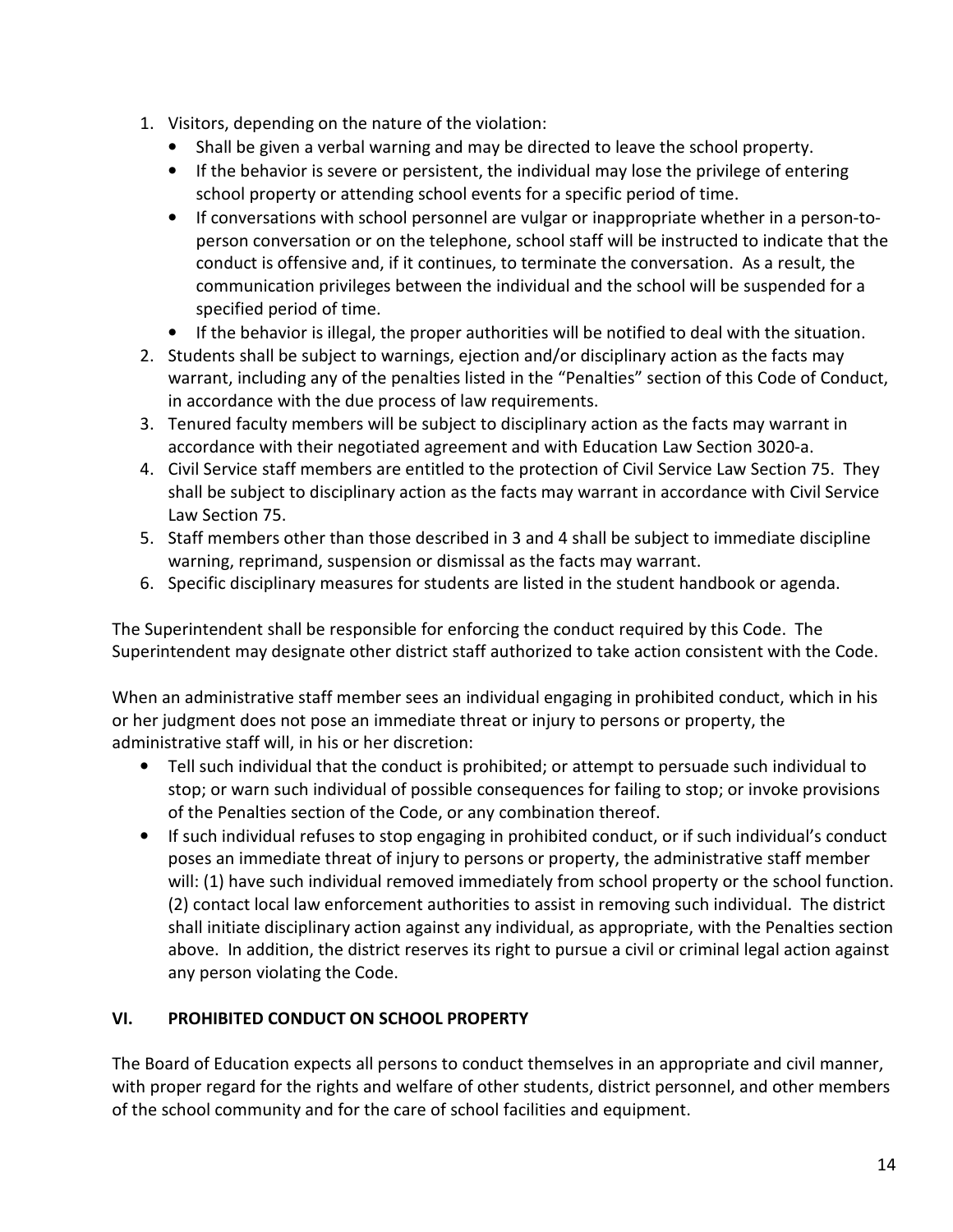1. Visitors, depending on the nature of the violation:
   - Shall be given a verbal warning and may be directed to leave the school property.
   - If the behavior is severe or persistent, the individual may lose the privilege of entering school property or attending school events for a specific period of time.
   - If conversations with school personnel are vulgar or inappropriate whether in a person-to-person conversation or on the telephone, school staff will be instructed to indicate that the conduct is offensive and, if it continues, to terminate the conversation. As a result, the communication privileges between the individual and the school will be suspended for a specified period of time.
   - If the behavior is illegal, the proper authorities will be notified to deal with the situation.
2. Students shall be subject to warnings, ejection and/or disciplinary action as the facts may warrant, including any of the penalties listed in the "Penalties" section of this Code of Conduct, in accordance with the due process of law requirements.
3. Tenured faculty members will be subject to disciplinary action as the facts may warrant in accordance with their negotiated agreement and with Education Law Section 3020-a.
4. Civil Service staff members are entitled to the protection of Civil Service Law Section 75. They shall be subject to disciplinary action as the facts may warrant in accordance with Civil Service Law Section 75.
5. Staff members other than those described in 3 and 4 shall be subject to immediate discipline warning, reprimand, suspension or dismissal as the facts may warrant.
6. Specific disciplinary measures for students are listed in the student handbook or agenda.

The Superintendent shall be responsible for enforcing the conduct required by this Code. The Superintendent may designate other district staff authorized to take action consistent with the Code.

When an administrative staff member sees an individual engaging in prohibited conduct, which in his or her judgment does not pose an immediate threat or injury to persons or property, the administrative staff will, in his or her discretion:

- Tell such individual that the conduct is prohibited; or attempt to persuade such individual to stop; or warn such individual of possible consequences for failing to stop; or invoke provisions of the Penalties section of the Code, or any combination thereof.
- If such individual refuses to stop engaging in prohibited conduct, or if such individual's conduct poses an immediate threat of injury to persons or property, the administrative staff member will: (1) have such individual removed immediately from school property or the school function. (2) contact local law enforcement authorities to assist in removing such individual. The district shall initiate disciplinary action against any individual, as appropriate, with the Penalties section above. In addition, the district reserves its right to pursue a civil or criminal legal action against any person violating the Code.

## VI. PROHIBITED CONDUCT ON SCHOOL PROPERTY

The Board of Education expects all persons to conduct themselves in an appropriate and civil manner, with proper regard for the rights and welfare of other students, district personnel, and other members of the school community and for the care of school facilities and equipment.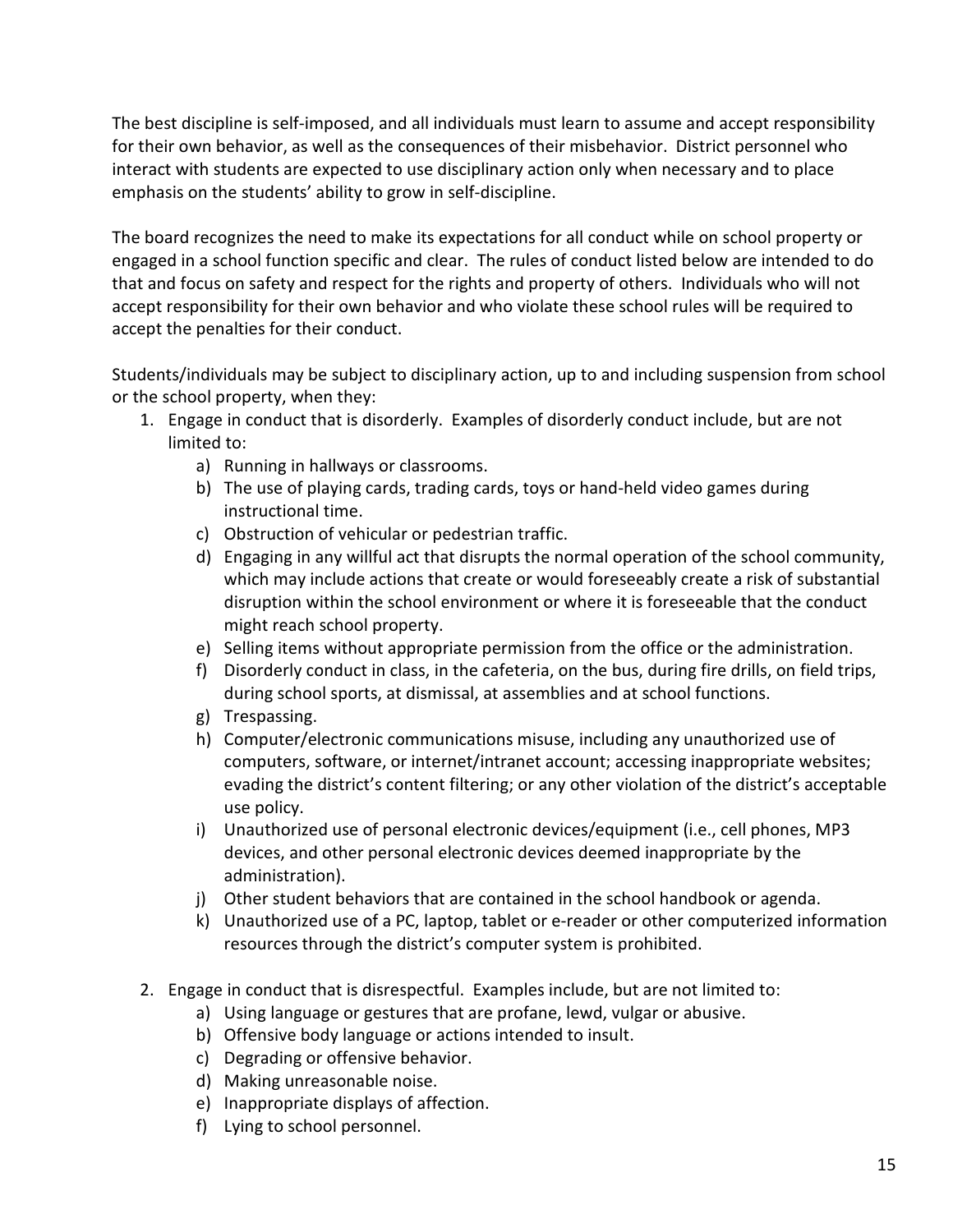The best discipline is self-imposed, and all individuals must learn to assume and accept responsibility for their own behavior, as well as the consequences of their misbehavior. District personnel who interact with students are expected to use disciplinary action only when necessary and to place emphasis on the students' ability to grow in self-discipline.

The board recognizes the need to make its expectations for all conduct while on school property or engaged in a school function specific and clear. The rules of conduct listed below are intended to do that and focus on safety and respect for the rights and property of others. Individuals who will not accept responsibility for their own behavior and who violate these school rules will be required to accept the penalties for their conduct.

Students/individuals may be subject to disciplinary action, up to and including suspension from school or the school property, when they:

1. Engage in conduct that is disorderly. Examples of disorderly conduct include, but are not limited to:
   a) Running in hallways or classrooms.
   b) The use of playing cards, trading cards, toys or hand-held video games during instructional time.
   c) Obstruction of vehicular or pedestrian traffic.
   d) Engaging in any willful act that disrupts the normal operation of the school community, which may include actions that create or would foreseeably create a risk of substantial disruption within the school environment or where it is foreseeable that the conduct might reach school property.
   e) Selling items without appropriate permission from the office or the administration.
   f) Disorderly conduct in class, in the cafeteria, on the bus, during fire drills, on field trips, during school sports, at dismissal, at assemblies and at school functions.
   g) Trespassing.
   h) Computer/electronic communications misuse, including any unauthorized use of computers, software, or internet/intranet account; accessing inappropriate websites; evading the district's content filtering; or any other violation of the district's acceptable use policy.
   i) Unauthorized use of personal electronic devices/equipment (i.e., cell phones, MP3 devices, and other personal electronic devices deemed inappropriate by the administration).
   j) Other student behaviors that are contained in the school handbook or agenda.
   k) Unauthorized use of a PC, laptop, tablet or e-reader or other computerized information resources through the district's computer system is prohibited.

2. Engage in conduct that is disrespectful. Examples include, but are not limited to:
   a) Using language or gestures that are profane, lewd, vulgar or abusive.
   b) Offensive body language or actions intended to insult.
   c) Degrading or offensive behavior.
   d) Making unreasonable noise.
   e) Inappropriate displays of affection.
   f) Lying to school personnel.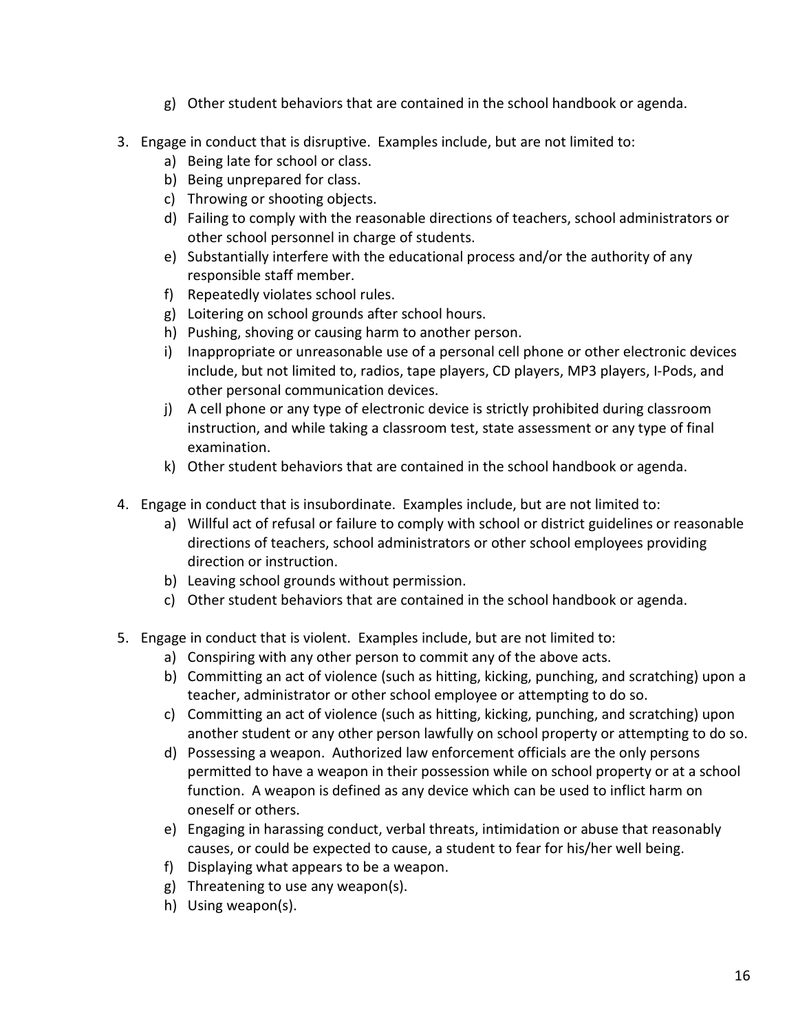g) Other student behaviors that are contained in the school handbook or agenda.

3. Engage in conduct that is disruptive. Examples include, but are not limited to:
   a) Being late for school or class.
   b) Being unprepared for class.
   c) Throwing or shooting objects.
   d) Failing to comply with the reasonable directions of teachers, school administrators or other school personnel in charge of students.
   e) Substantially interfere with the educational process and/or the authority of any responsible staff member.
   f) Repeatedly violates school rules.
   g) Loitering on school grounds after school hours.
   h) Pushing, shoving or causing harm to another person.
   i) Inappropriate or unreasonable use of a personal cell phone or other electronic devices include, but not limited to, radios, tape players, CD players, MP3 players, I-Pods, and other personal communication devices.
   j) A cell phone or any type of electronic device is strictly prohibited during classroom instruction, and while taking a classroom test, state assessment or any type of final examination.
   k) Other student behaviors that are contained in the school handbook or agenda.

4. Engage in conduct that is insubordinate. Examples include, but are not limited to:
   a) Willful act of refusal or failure to comply with school or district guidelines or reasonable directions of teachers, school administrators or other school employees providing direction or instruction.
   b) Leaving school grounds without permission.
   c) Other student behaviors that are contained in the school handbook or agenda.

5. Engage in conduct that is violent. Examples include, but are not limited to:
   a) Conspiring with any other person to commit any of the above acts.
   b) Committing an act of violence (such as hitting, kicking, punching, and scratching) upon a teacher, administrator or other school employee or attempting to do so.
   c) Committing an act of violence (such as hitting, kicking, punching, and scratching) upon another student or any other person lawfully on school property or attempting to do so.
   d) Possessing a weapon. Authorized law enforcement officials are the only persons permitted to have a weapon in their possession while on school property or at a school function. A weapon is defined as any device which can be used to inflict harm on oneself or others.
   e) Engaging in harassing conduct, verbal threats, intimidation or abuse that reasonably causes, or could be expected to cause, a student to fear for his/her well being.
   f) Displaying what appears to be a weapon.
   g) Threatening to use any weapon(s).
   h) Using weapon(s).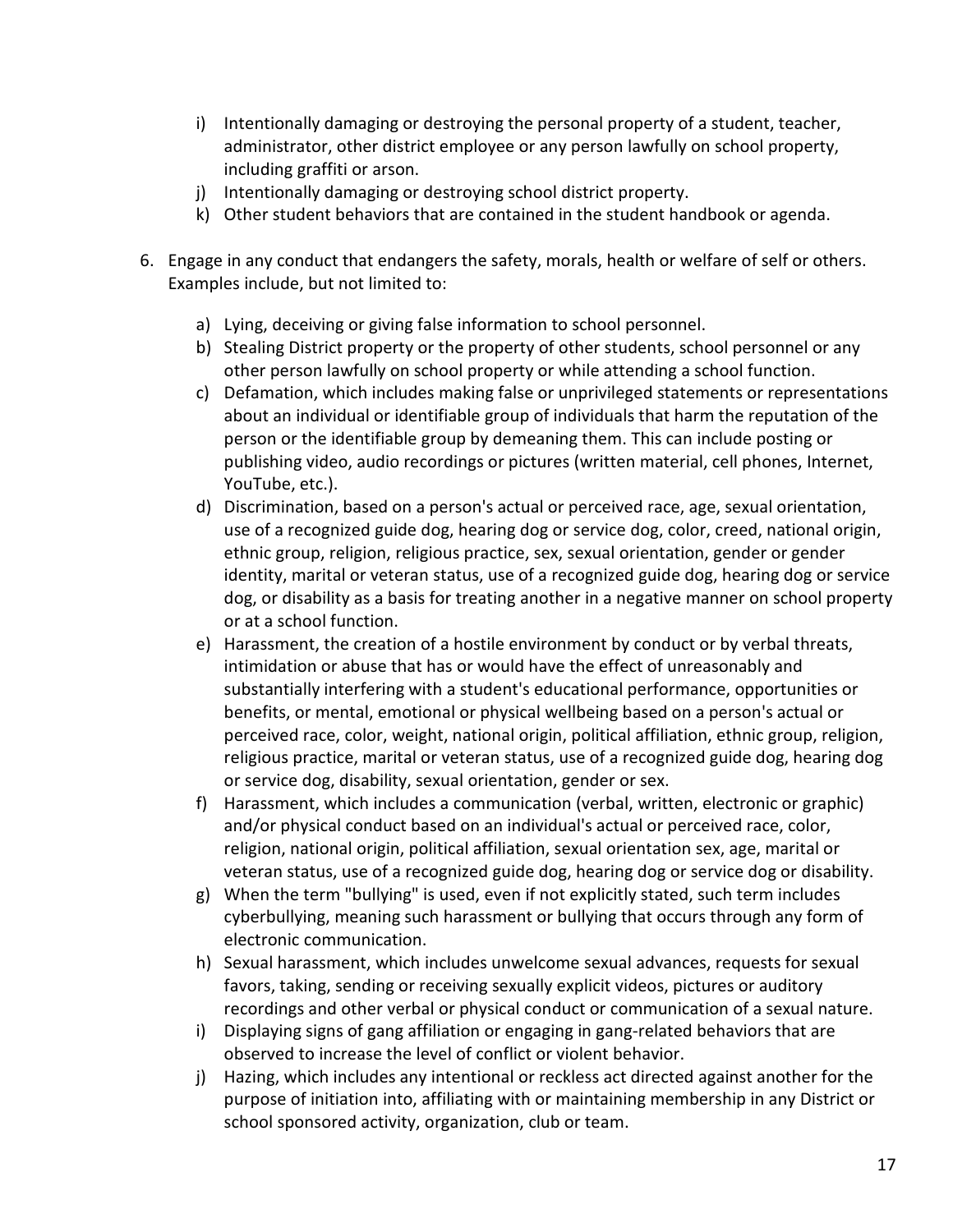i) Intentionally damaging or destroying the personal property of a student, teacher, administrator, other district employee or any person lawfully on school property, including graffiti or arson.
j) Intentionally damaging or destroying school district property.
k) Other student behaviors that are contained in the student handbook or agenda.

6. Engage in any conduct that endangers the safety, morals, health or welfare of self or others. Examples include, but not limited to:

   a) Lying, deceiving or giving false information to school personnel.
   b) Stealing District property or the property of other students, school personnel or any other person lawfully on school property or while attending a school function.
   c) Defamation, which includes making false or unprivileged statements or representations about an individual or identifiable group of individuals that harm the reputation of the person or the identifiable group by demeaning them. This can include posting or publishing video, audio recordings or pictures (written material, cell phones, Internet, YouTube, etc.).
   d) Discrimination, based on a person's actual or perceived race, age, sexual orientation, use of a recognized guide dog, hearing dog or service dog, color, creed, national origin, ethnic group, religion, religious practice, sex, sexual orientation, gender or gender identity, marital or veteran status, use of a recognized guide dog, hearing dog or service dog, or disability as a basis for treating another in a negative manner on school property or at a school function.
   e) Harassment, the creation of a hostile environment by conduct or by verbal threats, intimidation or abuse that has or would have the effect of unreasonably and substantially interfering with a student's educational performance, opportunities or benefits, or mental, emotional or physical wellbeing based on a person's actual or perceived race, color, weight, national origin, political affiliation, ethnic group, religion, religious practice, marital or veteran status, use of a recognized guide dog, hearing dog or service dog, disability, sexual orientation, gender or sex.
   f) Harassment, which includes a communication (verbal, written, electronic or graphic) and/or physical conduct based on an individual's actual or perceived race, color, religion, national origin, political affiliation, sexual orientation sex, age, marital or veteran status, use of a recognized guide dog, hearing dog or service dog or disability.
   g) When the term "bullying" is used, even if not explicitly stated, such term includes cyberbullying, meaning such harassment or bullying that occurs through any form of electronic communication.
   h) Sexual harassment, which includes unwelcome sexual advances, requests for sexual favors, taking, sending or receiving sexually explicit videos, pictures or auditory recordings and other verbal or physical conduct or communication of a sexual nature.
   i) Displaying signs of gang affiliation or engaging in gang-related behaviors that are observed to increase the level of conflict or violent behavior.
   j) Hazing, which includes any intentional or reckless act directed against another for the purpose of initiation into, affiliating with or maintaining membership in any District or school sponsored activity, organization, club or team.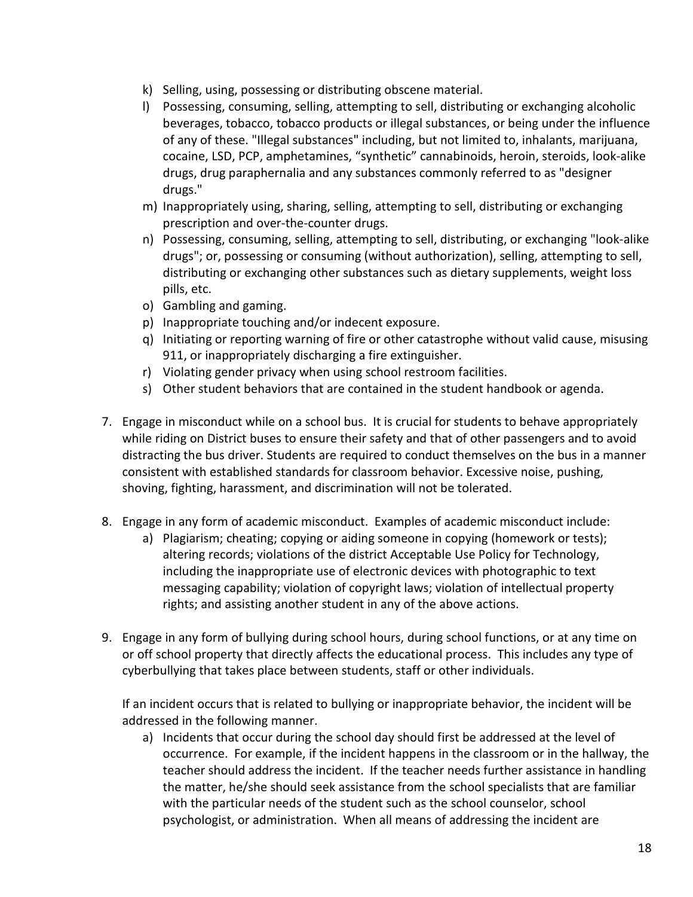k) Selling, using, possessing or distributing obscene material.
   l) Possessing, consuming, selling, attempting to sell, distributing or exchanging alcoholic beverages, tobacco, tobacco products or illegal substances, or being under the influence of any of these. "Illegal substances" including, but not limited to, inhalants, marijuana, cocaine, LSD, PCP, amphetamines, "synthetic" cannabinoids, heroin, steroids, look-alike drugs, drug paraphernalia and any substances commonly referred to as "designer drugs."
   m) Inappropriately using, sharing, selling, attempting to sell, distributing or exchanging prescription and over-the-counter drugs.
   n) Possessing, consuming, selling, attempting to sell, distributing, or exchanging "look-alike drugs"; or, possessing or consuming (without authorization), selling, attempting to sell, distributing or exchanging other substances such as dietary supplements, weight loss pills, etc.
   o) Gambling and gaming.
   p) Inappropriate touching and/or indecent exposure.
   q) Initiating or reporting warning of fire or other catastrophe without valid cause, misusing 911, or inappropriately discharging a fire extinguisher.
   r) Violating gender privacy when using school restroom facilities.
   s) Other student behaviors that are contained in the student handbook or agenda.

7. Engage in misconduct while on a school bus. It is crucial for students to behave appropriately while riding on District buses to ensure their safety and that of other passengers and to avoid distracting the bus driver. Students are required to conduct themselves on the bus in a manner consistent with established standards for classroom behavior. Excessive noise, pushing, shoving, fighting, harassment, and discrimination will not be tolerated.

8. Engage in any form of academic misconduct. Examples of academic misconduct include:
   a) Plagiarism; cheating; copying or aiding someone in copying (homework or tests); altering records; violations of the district Acceptable Use Policy for Technology, including the inappropriate use of electronic devices with photographic to text messaging capability; violation of copyright laws; violation of intellectual property rights; and assisting another student in any of the above actions.

9. Engage in any form of bullying during school hours, during school functions, or at any time on or off school property that directly affects the educational process. This includes any type of cyberbullying that takes place between students, staff or other individuals.

   If an incident occurs that is related to bullying or inappropriate behavior, the incident will be addressed in the following manner.
   a) Incidents that occur during the school day should first be addressed at the level of occurrence. For example, if the incident happens in the classroom or in the hallway, the teacher should address the incident. If the teacher needs further assistance in handling the matter, he/she should seek assistance from the school specialists that are familiar with the particular needs of the student such as the school counselor, school psychologist, or administration. When all means of addressing the incident are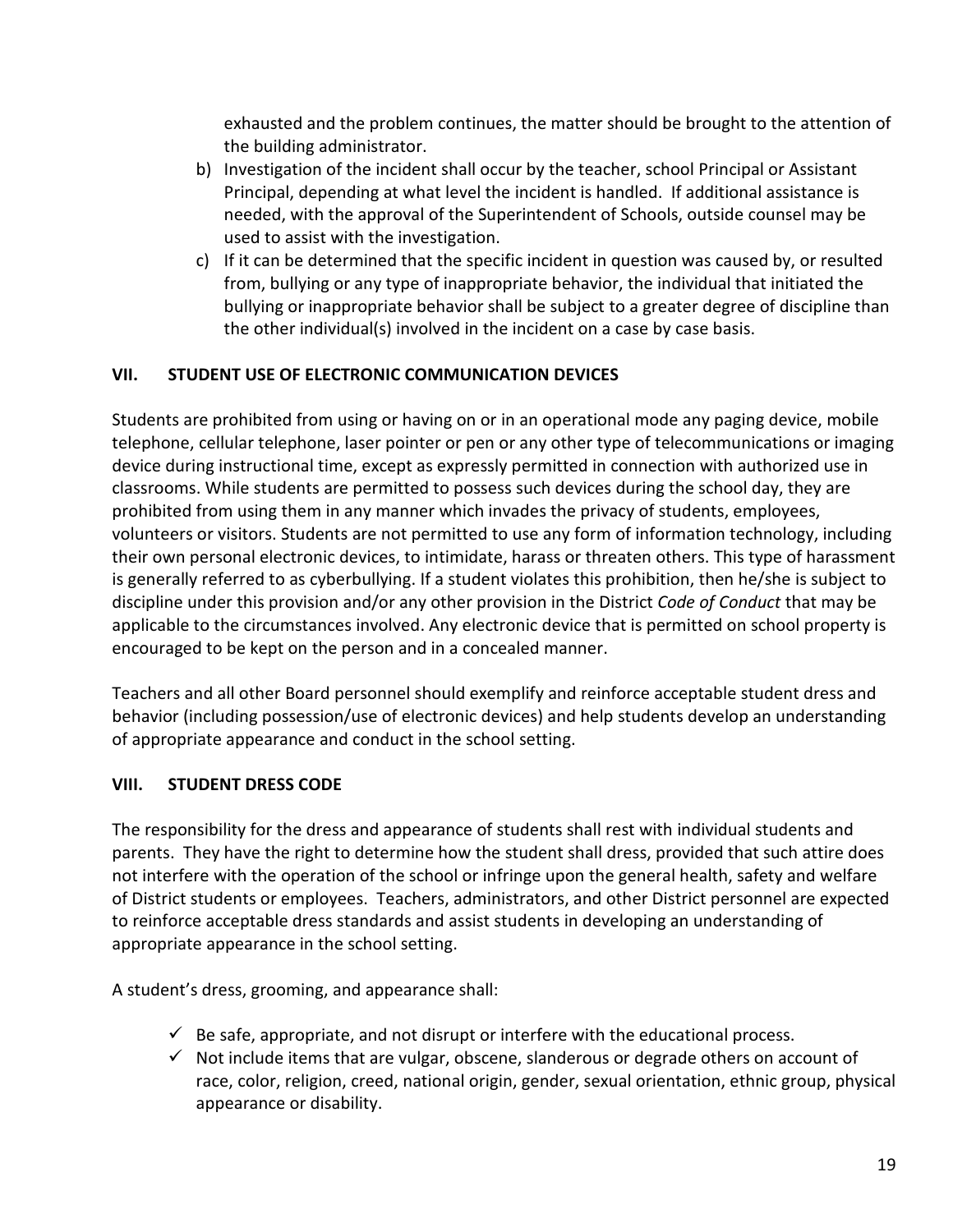exhausted and the problem continues, the matter should be brought to the attention of the building administrator.

b) Investigation of the incident shall occur by the teacher, school Principal or Assistant Principal, depending at what level the incident is handled. If additional assistance is needed, with the approval of the Superintendent of Schools, outside counsel may be used to assist with the investigation.

c) If it can be determined that the specific incident in question was caused by, or resulted from, bullying or any type of inappropriate behavior, the individual that initiated the bullying or inappropriate behavior shall be subject to a greater degree of discipline than the other individual(s) involved in the incident on a case by case basis.

## VII. STUDENT USE OF ELECTRONIC COMMUNICATION DEVICES

Students are prohibited from using or having on or in an operational mode any paging device, mobile telephone, cellular telephone, laser pointer or pen or any other type of telecommunications or imaging device during instructional time, except as expressly permitted in connection with authorized use in classrooms. While students are permitted to possess such devices during the school day, they are prohibited from using them in any manner which invades the privacy of students, employees, volunteers or visitors. Students are not permitted to use any form of information technology, including their own personal electronic devices, to intimidate, harass or threaten others. This type of harassment is generally referred to as cyberbullying. If a student violates this prohibition, then he/she is subject to discipline under this provision and/or any other provision in the District *Code of Conduct* that may be applicable to the circumstances involved. Any electronic device that is permitted on school property is encouraged to be kept on the person and in a concealed manner.

Teachers and all other Board personnel should exemplify and reinforce acceptable student dress and behavior (including possession/use of electronic devices) and help students develop an understanding of appropriate appearance and conduct in the school setting.

## VIII. STUDENT DRESS CODE

The responsibility for the dress and appearance of students shall rest with individual students and parents. They have the right to determine how the student shall dress, provided that such attire does not interfere with the operation of the school or infringe upon the general health, safety and welfare of District students or employees. Teachers, administrators, and other District personnel are expected to reinforce acceptable dress standards and assist students in developing an understanding of appropriate appearance in the school setting.

A student's dress, grooming, and appearance shall:

- ✓ Be safe, appropriate, and not disrupt or interfere with the educational process.
- ✓ Not include items that are vulgar, obscene, slanderous or degrade others on account of race, color, religion, creed, national origin, gender, sexual orientation, ethnic group, physical appearance or disability.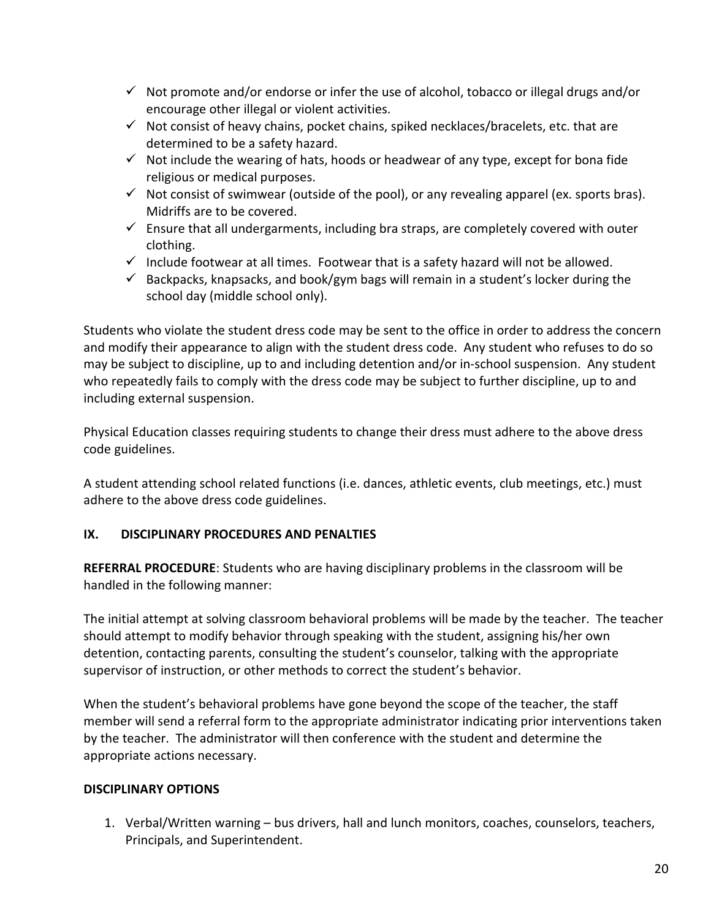- ✓ Not promote and/or endorse or infer the use of alcohol, tobacco or illegal drugs and/or encourage other illegal or violent activities.
- ✓ Not consist of heavy chains, pocket chains, spiked necklaces/bracelets, etc. that are determined to be a safety hazard.
- ✓ Not include the wearing of hats, hoods or headwear of any type, except for bona fide religious or medical purposes.
- ✓ Not consist of swimwear (outside of the pool), or any revealing apparel (ex. sports bras). Midriffs are to be covered.
- ✓ Ensure that all undergarments, including bra straps, are completely covered with outer clothing.
- ✓ Include footwear at all times. Footwear that is a safety hazard will not be allowed.
- ✓ Backpacks, knapsacks, and book/gym bags will remain in a student's locker during the school day (middle school only).

Students who violate the student dress code may be sent to the office in order to address the concern and modify their appearance to align with the student dress code. Any student who refuses to do so may be subject to discipline, up to and including detention and/or in-school suspension. Any student who repeatedly fails to comply with the dress code may be subject to further discipline, up to and including external suspension.

Physical Education classes requiring students to change their dress must adhere to the above dress code guidelines.

A student attending school related functions (i.e. dances, athletic events, club meetings, etc.) must adhere to the above dress code guidelines.

## IX. DISCIPLINARY PROCEDURES AND PENALTIES

**REFERRAL PROCEDURE**: Students who are having disciplinary problems in the classroom will be handled in the following manner:

The initial attempt at solving classroom behavioral problems will be made by the teacher. The teacher should attempt to modify behavior through speaking with the student, assigning his/her own detention, contacting parents, consulting the student's counselor, talking with the appropriate supervisor of instruction, or other methods to correct the student's behavior.

When the student's behavioral problems have gone beyond the scope of the teacher, the staff member will send a referral form to the appropriate administrator indicating prior interventions taken by the teacher. The administrator will then conference with the student and determine the appropriate actions necessary.

**DISCIPLINARY OPTIONS**

1. Verbal/Written warning – bus drivers, hall and lunch monitors, coaches, counselors, teachers, Principals, and Superintendent.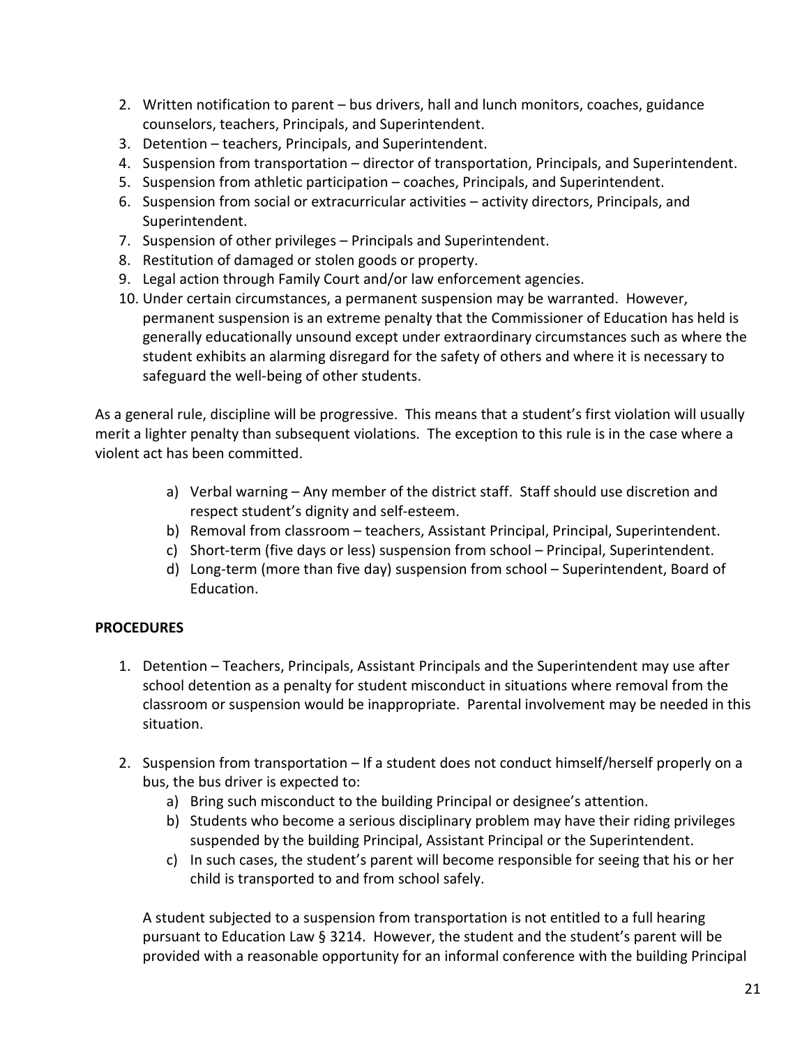2. Written notification to parent – bus drivers, hall and lunch monitors, coaches, guidance counselors, teachers, Principals, and Superintendent.
3. Detention – teachers, Principals, and Superintendent.
4. Suspension from transportation – director of transportation, Principals, and Superintendent.
5. Suspension from athletic participation – coaches, Principals, and Superintendent.
6. Suspension from social or extracurricular activities – activity directors, Principals, and Superintendent.
7. Suspension of other privileges – Principals and Superintendent.
8. Restitution of damaged or stolen goods or property.
9. Legal action through Family Court and/or law enforcement agencies.
10. Under certain circumstances, a permanent suspension may be warranted. However, permanent suspension is an extreme penalty that the Commissioner of Education has held is generally educationally unsound except under extraordinary circumstances such as where the student exhibits an alarming disregard for the safety of others and where it is necessary to safeguard the well-being of other students.

As a general rule, discipline will be progressive. This means that a student's first violation will usually merit a lighter penalty than subsequent violations. The exception to this rule is in the case where a violent act has been committed.

a) Verbal warning – Any member of the district staff. Staff should use discretion and respect student's dignity and self-esteem.
b) Removal from classroom – teachers, Assistant Principal, Principal, Superintendent.
c) Short-term (five days or less) suspension from school – Principal, Superintendent.
d) Long-term (more than five day) suspension from school – Superintendent, Board of Education.

**PROCEDURES**

1. Detention – Teachers, Principals, Assistant Principals and the Superintendent may use after school detention as a penalty for student misconduct in situations where removal from the classroom or suspension would be inappropriate. Parental involvement may be needed in this situation.

2. Suspension from transportation – If a student does not conduct himself/herself properly on a bus, the bus driver is expected to:
   a) Bring such misconduct to the building Principal or designee's attention.
   b) Students who become a serious disciplinary problem may have their riding privileges suspended by the building Principal, Assistant Principal or the Superintendent.
   c) In such cases, the student's parent will become responsible for seeing that his or her child is transported to and from school safely.

   A student subjected to a suspension from transportation is not entitled to a full hearing pursuant to Education Law § 3214. However, the student and the student's parent will be provided with a reasonable opportunity for an informal conference with the building Principal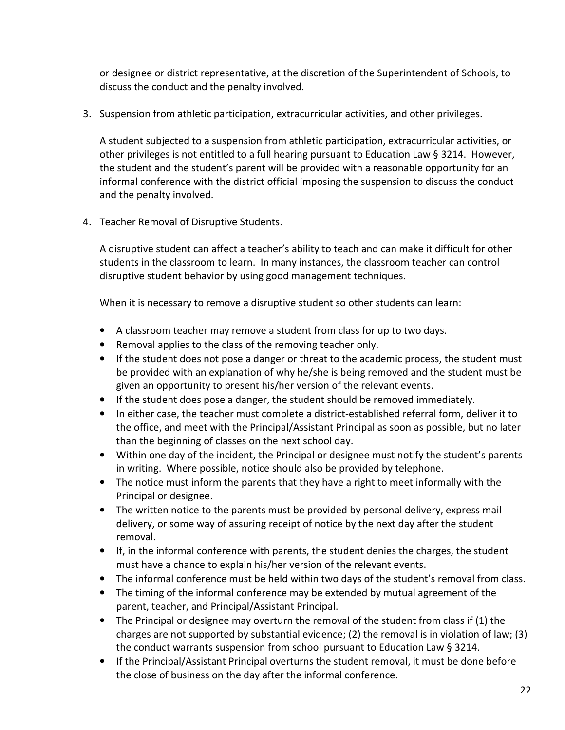or designee or district representative, at the discretion of the Superintendent of Schools, to discuss the conduct and the penalty involved.

3. Suspension from athletic participation, extracurricular activities, and other privileges.

   A student subjected to a suspension from athletic participation, extracurricular activities, or other privileges is not entitled to a full hearing pursuant to Education Law § 3214. However, the student and the student's parent will be provided with a reasonable opportunity for an informal conference with the district official imposing the suspension to discuss the conduct and the penalty involved.

4. Teacher Removal of Disruptive Students.

   A disruptive student can affect a teacher's ability to teach and can make it difficult for other students in the classroom to learn. In many instances, the classroom teacher can control disruptive student behavior by using good management techniques.

   When it is necessary to remove a disruptive student so other students can learn:

   - A classroom teacher may remove a student from class for up to two days.
   - Removal applies to the class of the removing teacher only.
   - If the student does not pose a danger or threat to the academic process, the student must be provided with an explanation of why he/she is being removed and the student must be given an opportunity to present his/her version of the relevant events.
   - If the student does pose a danger, the student should be removed immediately.
   - In either case, the teacher must complete a district-established referral form, deliver it to the office, and meet with the Principal/Assistant Principal as soon as possible, but no later than the beginning of classes on the next school day.
   - Within one day of the incident, the Principal or designee must notify the student's parents in writing. Where possible, notice should also be provided by telephone.
   - The notice must inform the parents that they have a right to meet informally with the Principal or designee.
   - The written notice to the parents must be provided by personal delivery, express mail delivery, or some way of assuring receipt of notice by the next day after the student removal.
   - If, in the informal conference with parents, the student denies the charges, the student must have a chance to explain his/her version of the relevant events.
   - The informal conference must be held within two days of the student's removal from class.
   - The timing of the informal conference may be extended by mutual agreement of the parent, teacher, and Principal/Assistant Principal.
   - The Principal or designee may overturn the removal of the student from class if (1) the charges are not supported by substantial evidence; (2) the removal is in violation of law; (3) the conduct warrants suspension from school pursuant to Education Law § 3214.
   - If the Principal/Assistant Principal overturns the student removal, it must be done before the close of business on the day after the informal conference.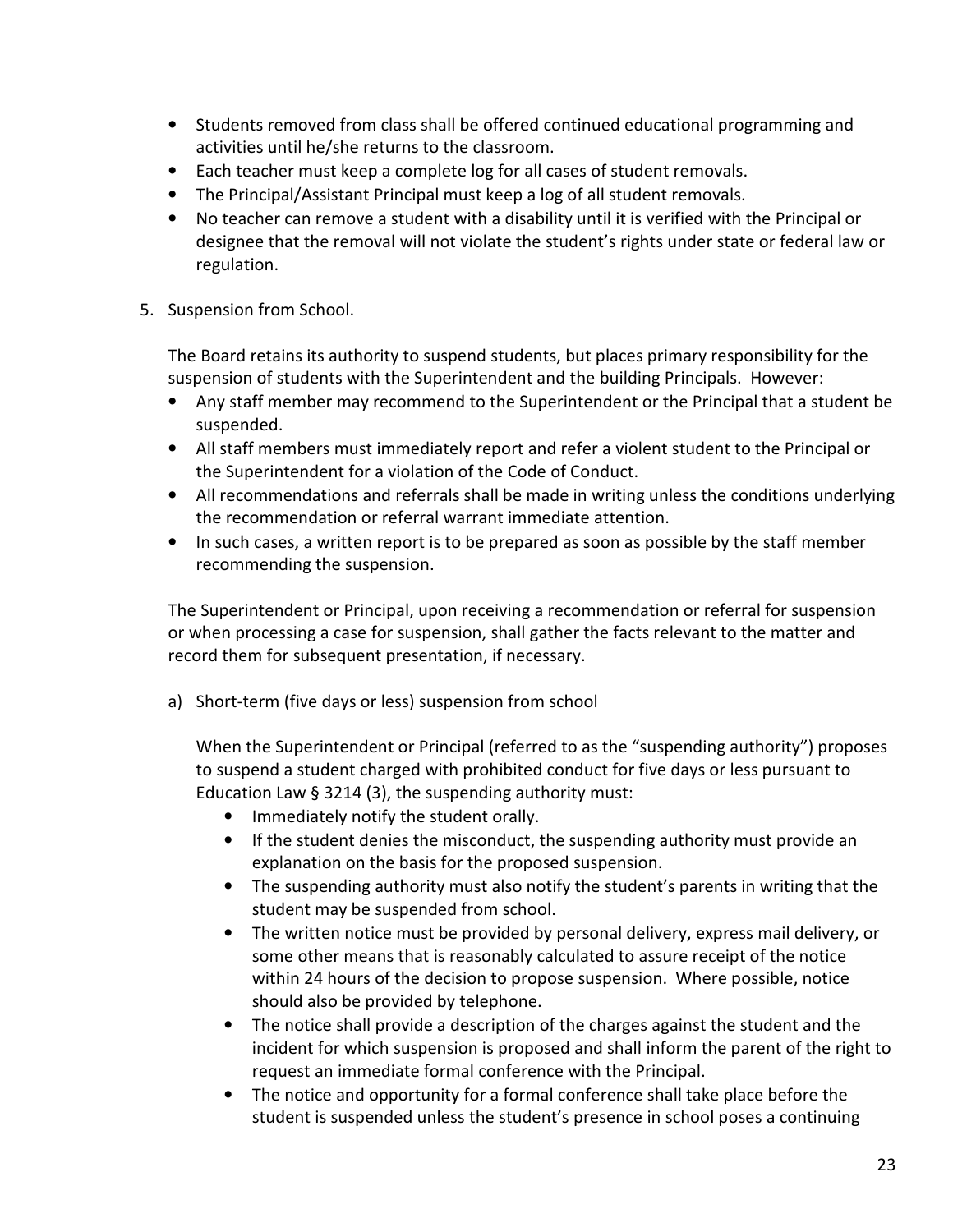- Students removed from class shall be offered continued educational programming and activities until he/she returns to the classroom.
- Each teacher must keep a complete log for all cases of student removals.
- The Principal/Assistant Principal must keep a log of all student removals.
- No teacher can remove a student with a disability until it is verified with the Principal or designee that the removal will not violate the student's rights under state or federal law or regulation.

5. Suspension from School.

   The Board retains its authority to suspend students, but places primary responsibility for the suspension of students with the Superintendent and the building Principals. However:

   - Any staff member may recommend to the Superintendent or the Principal that a student be suspended.
   - All staff members must immediately report and refer a violent student to the Principal or the Superintendent for a violation of the Code of Conduct.
   - All recommendations and referrals shall be made in writing unless the conditions underlying the recommendation or referral warrant immediate attention.
   - In such cases, a written report is to be prepared as soon as possible by the staff member recommending the suspension.

   The Superintendent or Principal, upon receiving a recommendation or referral for suspension or when processing a case for suspension, shall gather the facts relevant to the matter and record them for subsequent presentation, if necessary.

   a) Short-term (five days or less) suspension from school

      When the Superintendent or Principal (referred to as the "suspending authority") proposes to suspend a student charged with prohibited conduct for five days or less pursuant to Education Law § 3214 (3), the suspending authority must:

      - Immediately notify the student orally.
      - If the student denies the misconduct, the suspending authority must provide an explanation on the basis for the proposed suspension.
      - The suspending authority must also notify the student's parents in writing that the student may be suspended from school.
      - The written notice must be provided by personal delivery, express mail delivery, or some other means that is reasonably calculated to assure receipt of the notice within 24 hours of the decision to propose suspension. Where possible, notice should also be provided by telephone.
      - The notice shall provide a description of the charges against the student and the incident for which suspension is proposed and shall inform the parent of the right to request an immediate formal conference with the Principal.
      - The notice and opportunity for a formal conference shall take place before the student is suspended unless the student's presence in school poses a continuing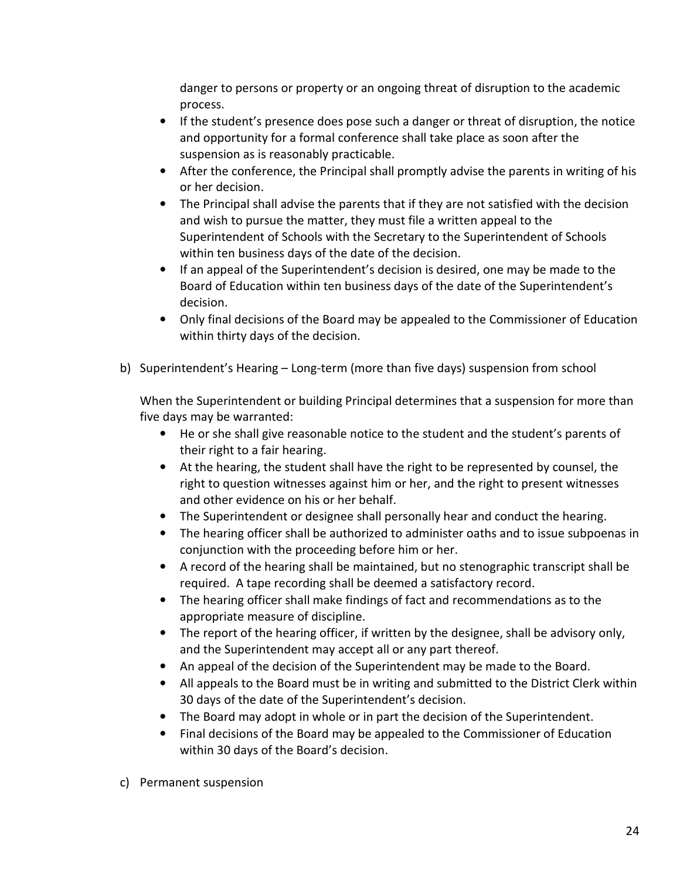danger to persons or property or an ongoing threat of disruption to the academic process.

- If the student's presence does pose such a danger or threat of disruption, the notice and opportunity for a formal conference shall take place as soon after the suspension as is reasonably practicable.
- After the conference, the Principal shall promptly advise the parents in writing of his or her decision.
- The Principal shall advise the parents that if they are not satisfied with the decision and wish to pursue the matter, they must file a written appeal to the Superintendent of Schools with the Secretary to the Superintendent of Schools within ten business days of the date of the decision.
- If an appeal of the Superintendent's decision is desired, one may be made to the Board of Education within ten business days of the date of the Superintendent's decision.
- Only final decisions of the Board may be appealed to the Commissioner of Education within thirty days of the decision.

b) Superintendent's Hearing – Long-term (more than five days) suspension from school

When the Superintendent or building Principal determines that a suspension for more than five days may be warranted:

- He or she shall give reasonable notice to the student and the student's parents of their right to a fair hearing.
- At the hearing, the student shall have the right to be represented by counsel, the right to question witnesses against him or her, and the right to present witnesses and other evidence on his or her behalf.
- The Superintendent or designee shall personally hear and conduct the hearing.
- The hearing officer shall be authorized to administer oaths and to issue subpoenas in conjunction with the proceeding before him or her.
- A record of the hearing shall be maintained, but no stenographic transcript shall be required. A tape recording shall be deemed a satisfactory record.
- The hearing officer shall make findings of fact and recommendations as to the appropriate measure of discipline.
- The report of the hearing officer, if written by the designee, shall be advisory only, and the Superintendent may accept all or any part thereof.
- An appeal of the decision of the Superintendent may be made to the Board.
- All appeals to the Board must be in writing and submitted to the District Clerk within 30 days of the date of the Superintendent's decision.
- The Board may adopt in whole or in part the decision of the Superintendent.
- Final decisions of the Board may be appealed to the Commissioner of Education within 30 days of the Board's decision.

c) Permanent suspension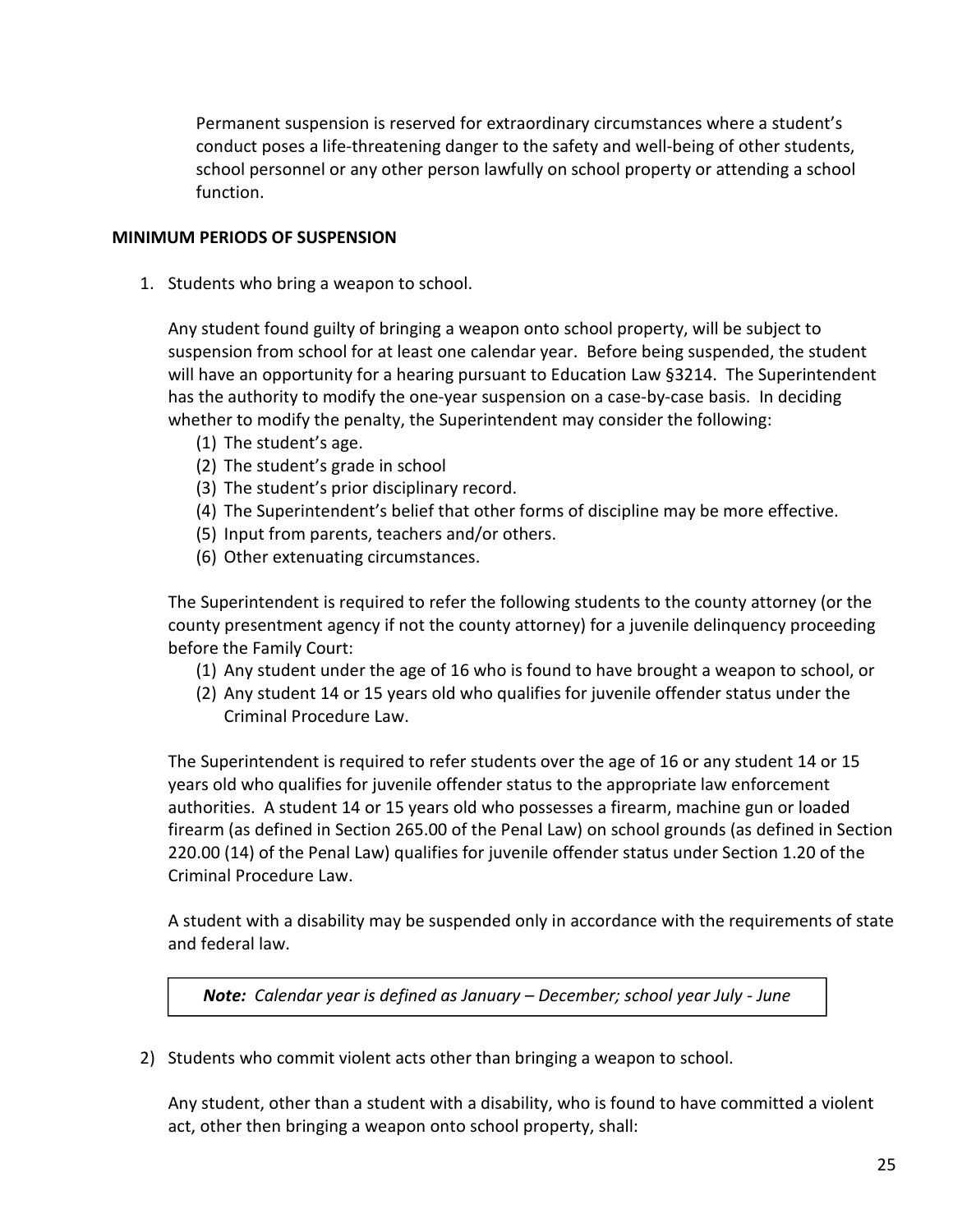Permanent suspension is reserved for extraordinary circumstances where a student's conduct poses a life-threatening danger to the safety and well-being of other students, school personnel or any other person lawfully on school property or attending a school function.

**MINIMUM PERIODS OF SUSPENSION**

1. Students who bring a weapon to school.

   Any student found guilty of bringing a weapon onto school property, will be subject to suspension from school for at least one calendar year. Before being suspended, the student will have an opportunity for a hearing pursuant to Education Law §3214. The Superintendent has the authority to modify the one-year suspension on a case-by-case basis. In deciding whether to modify the penalty, the Superintendent may consider the following:
   (1) The student's age.
   (2) The student's grade in school
   (3) The student's prior disciplinary record.
   (4) The Superintendent's belief that other forms of discipline may be more effective.
   (5) Input from parents, teachers and/or others.
   (6) Other extenuating circumstances.

   The Superintendent is required to refer the following students to the county attorney (or the county presentment agency if not the county attorney) for a juvenile delinquency proceeding before the Family Court:
   (1) Any student under the age of 16 who is found to have brought a weapon to school, or
   (2) Any student 14 or 15 years old who qualifies for juvenile offender status under the Criminal Procedure Law.

   The Superintendent is required to refer students over the age of 16 or any student 14 or 15 years old who qualifies for juvenile offender status to the appropriate law enforcement authorities. A student 14 or 15 years old who possesses a firearm, machine gun or loaded firearm (as defined in Section 265.00 of the Penal Law) on school grounds (as defined in Section 220.00 (14) of the Penal Law) qualifies for juvenile offender status under Section 1.20 of the Criminal Procedure Law.

   A student with a disability may be suspended only in accordance with the requirements of state and federal law.

   | ***Note:** Calendar year is defined as January – December; school year July - June* |
   | --- |

2) Students who commit violent acts other than bringing a weapon to school.

   Any student, other than a student with a disability, who is found to have committed a violent act, other then bringing a weapon onto school property, shall: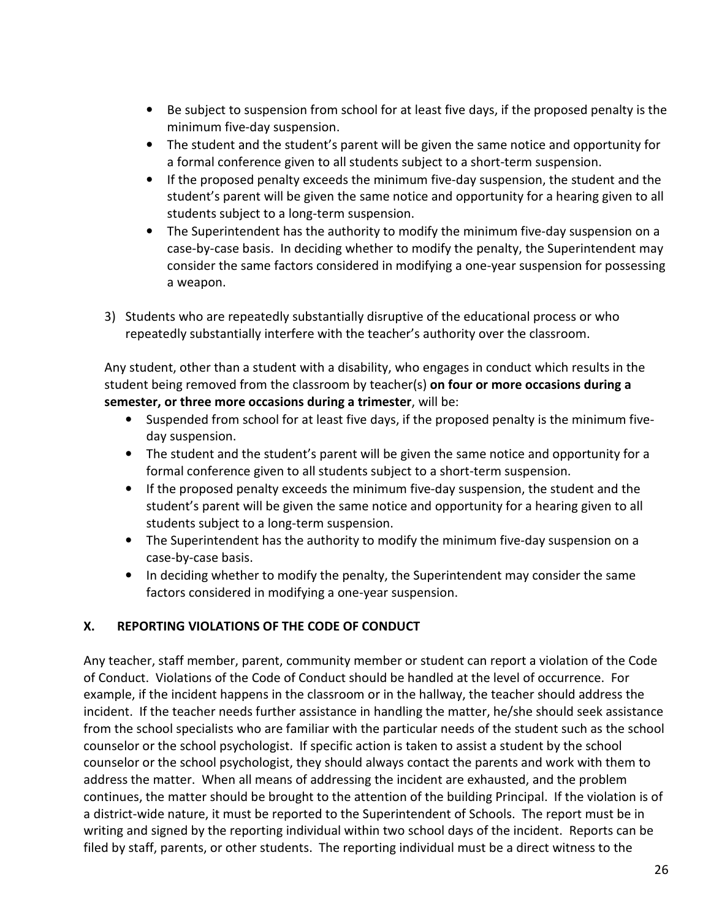- Be subject to suspension from school for at least five days, if the proposed penalty is the minimum five-day suspension.
- The student and the student's parent will be given the same notice and opportunity for a formal conference given to all students subject to a short-term suspension.
- If the proposed penalty exceeds the minimum five-day suspension, the student and the student's parent will be given the same notice and opportunity for a hearing given to all students subject to a long-term suspension.
- The Superintendent has the authority to modify the minimum five-day suspension on a case-by-case basis. In deciding whether to modify the penalty, the Superintendent may consider the same factors considered in modifying a one-year suspension for possessing a weapon.

3) Students who are repeatedly substantially disruptive of the educational process or who repeatedly substantially interfere with the teacher's authority over the classroom.

Any student, other than a student with a disability, who engages in conduct which results in the student being removed from the classroom by teacher(s) **on four or more occasions during a semester, or three more occasions during a trimester**, will be:

- Suspended from school for at least five days, if the proposed penalty is the minimum five-day suspension.
- The student and the student's parent will be given the same notice and opportunity for a formal conference given to all students subject to a short-term suspension.
- If the proposed penalty exceeds the minimum five-day suspension, the student and the student's parent will be given the same notice and opportunity for a hearing given to all students subject to a long-term suspension.
- The Superintendent has the authority to modify the minimum five-day suspension on a case-by-case basis.
- In deciding whether to modify the penalty, the Superintendent may consider the same factors considered in modifying a one-year suspension.

## X. REPORTING VIOLATIONS OF THE CODE OF CONDUCT

Any teacher, staff member, parent, community member or student can report a violation of the Code of Conduct. Violations of the Code of Conduct should be handled at the level of occurrence. For example, if the incident happens in the classroom or in the hallway, the teacher should address the incident. If the teacher needs further assistance in handling the matter, he/she should seek assistance from the school specialists who are familiar with the particular needs of the student such as the school counselor or the school psychologist. If specific action is taken to assist a student by the school counselor or the school psychologist, they should always contact the parents and work with them to address the matter. When all means of addressing the incident are exhausted, and the problem continues, the matter should be brought to the attention of the building Principal. If the violation is of a district-wide nature, it must be reported to the Superintendent of Schools. The report must be in writing and signed by the reporting individual within two school days of the incident. Reports can be filed by staff, parents, or other students. The reporting individual must be a direct witness to the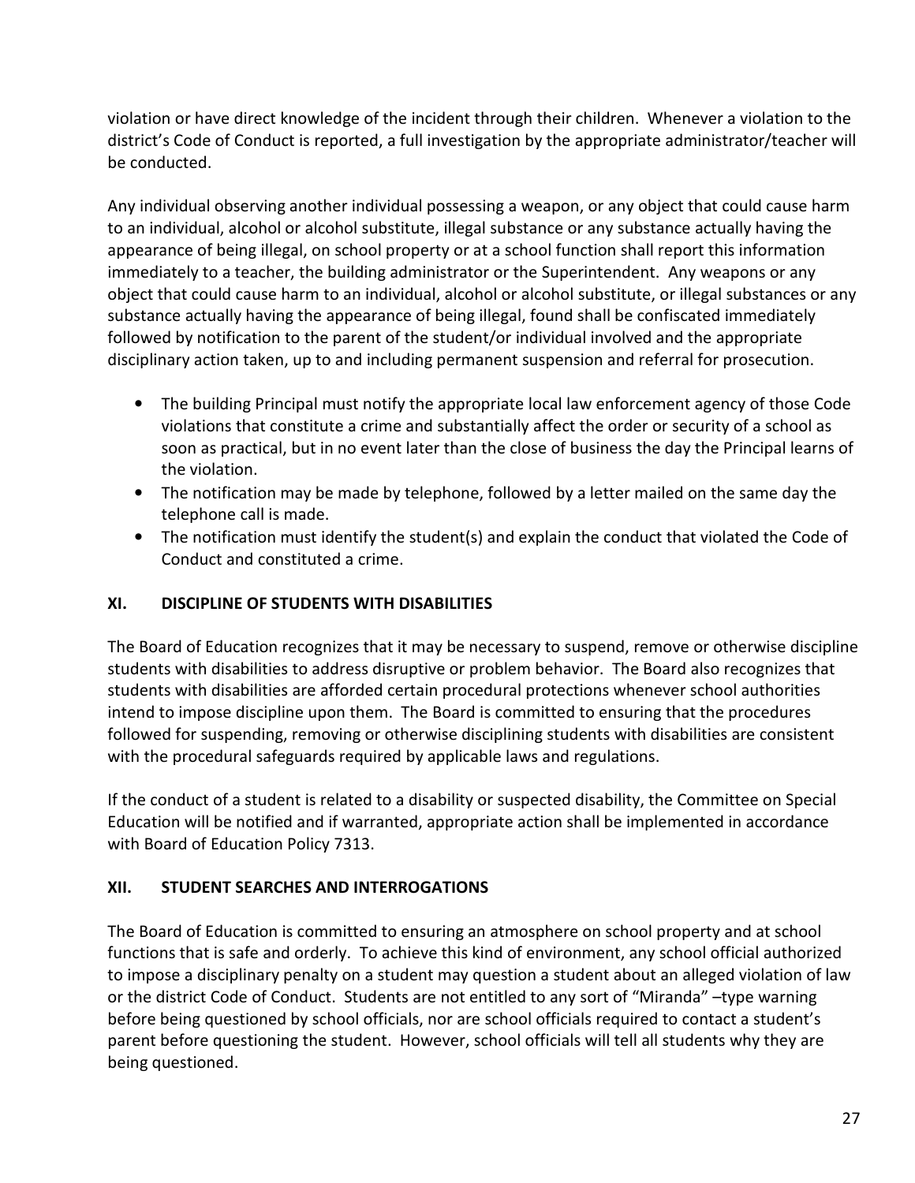violation or have direct knowledge of the incident through their children. Whenever a violation to the district's Code of Conduct is reported, a full investigation by the appropriate administrator/teacher will be conducted.

Any individual observing another individual possessing a weapon, or any object that could cause harm to an individual, alcohol or alcohol substitute, illegal substance or any substance actually having the appearance of being illegal, on school property or at a school function shall report this information immediately to a teacher, the building administrator or the Superintendent. Any weapons or any object that could cause harm to an individual, alcohol or alcohol substitute, or illegal substances or any substance actually having the appearance of being illegal, found shall be confiscated immediately followed by notification to the parent of the student/or individual involved and the appropriate disciplinary action taken, up to and including permanent suspension and referral for prosecution.

- The building Principal must notify the appropriate local law enforcement agency of those Code violations that constitute a crime and substantially affect the order or security of a school as soon as practical, but in no event later than the close of business the day the Principal learns of the violation.
- The notification may be made by telephone, followed by a letter mailed on the same day the telephone call is made.
- The notification must identify the student(s) and explain the conduct that violated the Code of Conduct and constituted a crime.

## XI. DISCIPLINE OF STUDENTS WITH DISABILITIES

The Board of Education recognizes that it may be necessary to suspend, remove or otherwise discipline students with disabilities to address disruptive or problem behavior. The Board also recognizes that students with disabilities are afforded certain procedural protections whenever school authorities intend to impose discipline upon them. The Board is committed to ensuring that the procedures followed for suspending, removing or otherwise disciplining students with disabilities are consistent with the procedural safeguards required by applicable laws and regulations.

If the conduct of a student is related to a disability or suspected disability, the Committee on Special Education will be notified and if warranted, appropriate action shall be implemented in accordance with Board of Education Policy 7313.

## XII. STUDENT SEARCHES AND INTERROGATIONS

The Board of Education is committed to ensuring an atmosphere on school property and at school functions that is safe and orderly. To achieve this kind of environment, any school official authorized to impose a disciplinary penalty on a student may question a student about an alleged violation of law or the district Code of Conduct. Students are not entitled to any sort of "Miranda" –type warning before being questioned by school officials, nor are school officials required to contact a student's parent before questioning the student. However, school officials will tell all students why they are being questioned.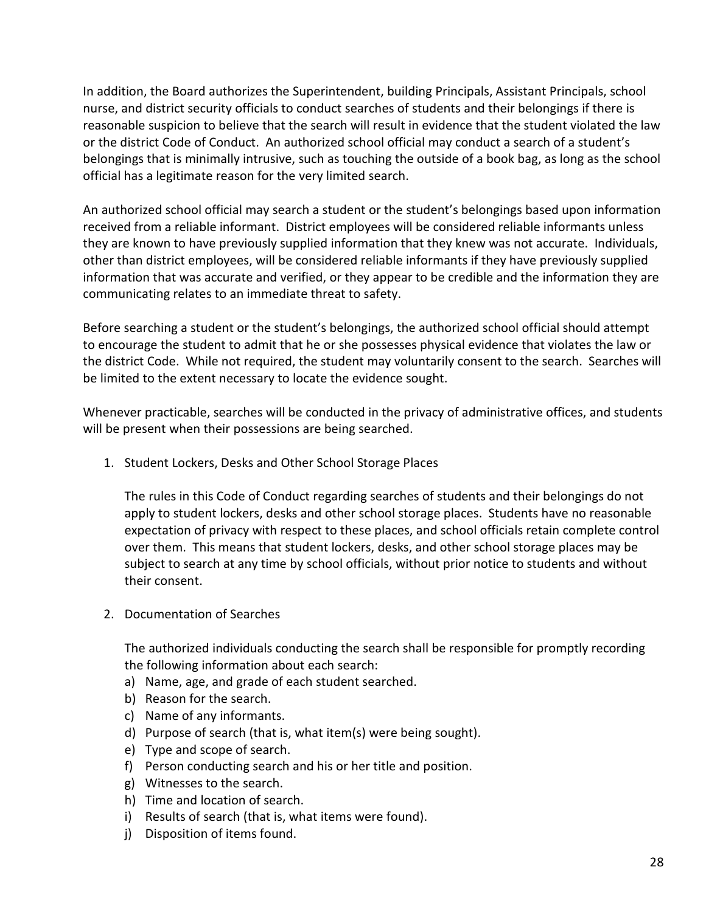In addition, the Board authorizes the Superintendent, building Principals, Assistant Principals, school nurse, and district security officials to conduct searches of students and their belongings if there is reasonable suspicion to believe that the search will result in evidence that the student violated the law or the district Code of Conduct. An authorized school official may conduct a search of a student's belongings that is minimally intrusive, such as touching the outside of a book bag, as long as the school official has a legitimate reason for the very limited search.

An authorized school official may search a student or the student's belongings based upon information received from a reliable informant. District employees will be considered reliable informants unless they are known to have previously supplied information that they knew was not accurate. Individuals, other than district employees, will be considered reliable informants if they have previously supplied information that was accurate and verified, or they appear to be credible and the information they are communicating relates to an immediate threat to safety.

Before searching a student or the student's belongings, the authorized school official should attempt to encourage the student to admit that he or she possesses physical evidence that violates the law or the district Code. While not required, the student may voluntarily consent to the search. Searches will be limited to the extent necessary to locate the evidence sought.

Whenever practicable, searches will be conducted in the privacy of administrative offices, and students will be present when their possessions are being searched.

1. Student Lockers, Desks and Other School Storage Places

   The rules in this Code of Conduct regarding searches of students and their belongings do not apply to student lockers, desks and other school storage places. Students have no reasonable expectation of privacy with respect to these places, and school officials retain complete control over them. This means that student lockers, desks, and other school storage places may be subject to search at any time by school officials, without prior notice to students and without their consent.

2. Documentation of Searches

   The authorized individuals conducting the search shall be responsible for promptly recording the following information about each search:

   a) Name, age, and grade of each student searched.
   b) Reason for the search.
   c) Name of any informants.
   d) Purpose of search (that is, what item(s) were being sought).
   e) Type and scope of search.
   f) Person conducting search and his or her title and position.
   g) Witnesses to the search.
   h) Time and location of search.
   i) Results of search (that is, what items were found).
   j) Disposition of items found.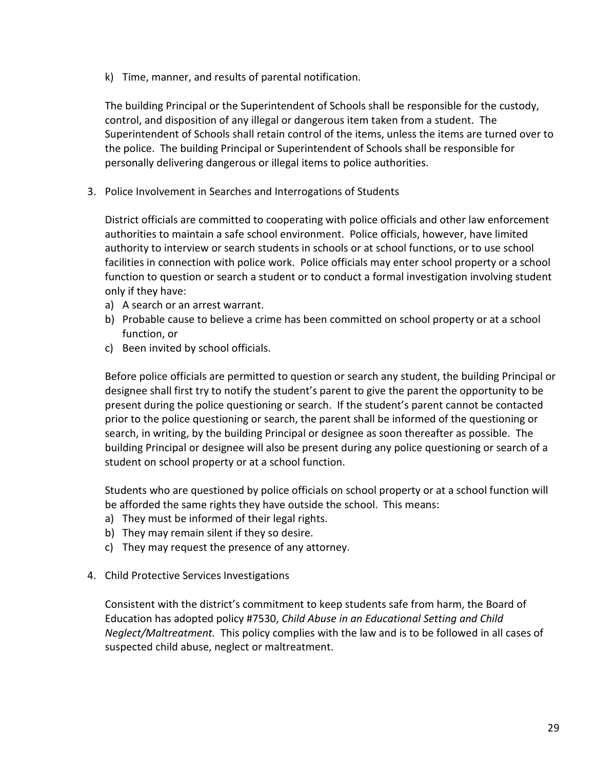k) Time, manner, and results of parental notification.

The building Principal or the Superintendent of Schools shall be responsible for the custody, control, and disposition of any illegal or dangerous item taken from a student. The Superintendent of Schools shall retain control of the items, unless the items are turned over to the police. The building Principal or Superintendent of Schools shall be responsible for personally delivering dangerous or illegal items to police authorities.

3. Police Involvement in Searches and Interrogations of Students

District officials are committed to cooperating with police officials and other law enforcement authorities to maintain a safe school environment. Police officials, however, have limited authority to interview or search students in schools or at school functions, or to use school facilities in connection with police work. Police officials may enter school property or a school function to question or search a student or to conduct a formal investigation involving student only if they have:

a) A search or an arrest warrant.
b) Probable cause to believe a crime has been committed on school property or at a school function, or
c) Been invited by school officials.

Before police officials are permitted to question or search any student, the building Principal or designee shall first try to notify the student's parent to give the parent the opportunity to be present during the police questioning or search. If the student's parent cannot be contacted prior to the police questioning or search, the parent shall be informed of the questioning or search, in writing, by the building Principal or designee as soon thereafter as possible. The building Principal or designee will also be present during any police questioning or search of a student on school property or at a school function.

Students who are questioned by police officials on school property or at a school function will be afforded the same rights they have outside the school. This means:

a) They must be informed of their legal rights.
b) They may remain silent if they so desire.
c) They may request the presence of any attorney.

4. Child Protective Services Investigations

Consistent with the district's commitment to keep students safe from harm, the Board of Education has adopted policy #7530, *Child Abuse in an Educational Setting and Child Neglect/Maltreatment.* This policy complies with the law and is to be followed in all cases of suspected child abuse, neglect or maltreatment.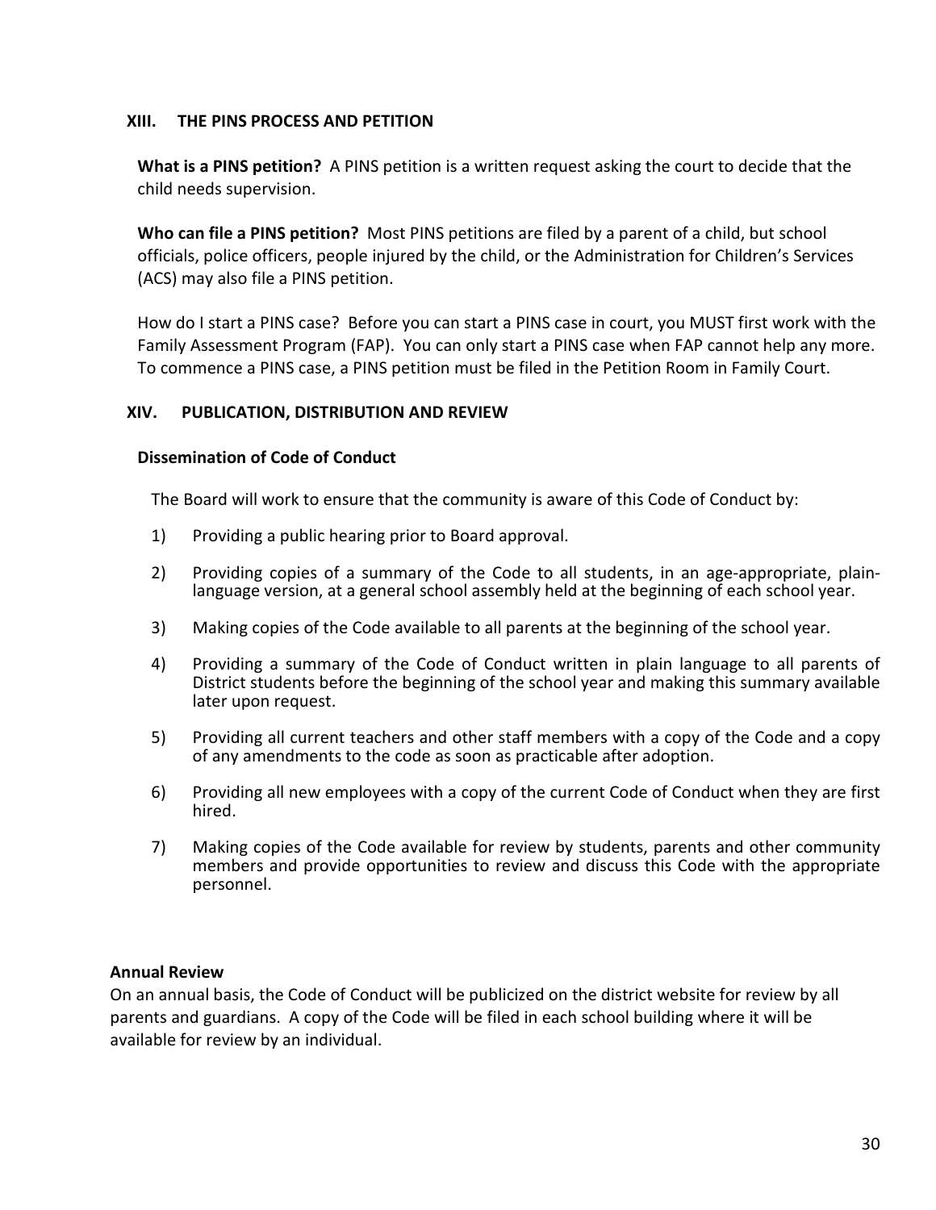## XIII. THE PINS PROCESS AND PETITION

**What is a PINS petition?** A PINS petition is a written request asking the court to decide that the child needs supervision.

**Who can file a PINS petition?** Most PINS petitions are filed by a parent of a child, but school officials, police officers, people injured by the child, or the Administration for Children's Services (ACS) may also file a PINS petition.

How do I start a PINS case? Before you can start a PINS case in court, you MUST first work with the Family Assessment Program (FAP). You can only start a PINS case when FAP cannot help any more. To commence a PINS case, a PINS petition must be filed in the Petition Room in Family Court.

## XIV. PUBLICATION, DISTRIBUTION AND REVIEW

### Dissemination of Code of Conduct

The Board will work to ensure that the community is aware of this Code of Conduct by:

1) Providing a public hearing prior to Board approval.
2) Providing copies of a summary of the Code to all students, in an age-appropriate, plain-language version, at a general school assembly held at the beginning of each school year.
3) Making copies of the Code available to all parents at the beginning of the school year.
4) Providing a summary of the Code of Conduct written in plain language to all parents of District students before the beginning of the school year and making this summary available later upon request.
5) Providing all current teachers and other staff members with a copy of the Code and a copy of any amendments to the code as soon as practicable after adoption.
6) Providing all new employees with a copy of the current Code of Conduct when they are first hired.
7) Making copies of the Code available for review by students, parents and other community members and provide opportunities to review and discuss this Code with the appropriate personnel.

### Annual Review

On an annual basis, the Code of Conduct will be publicized on the district website for review by all parents and guardians. A copy of the Code will be filed in each school building where it will be available for review by an individual.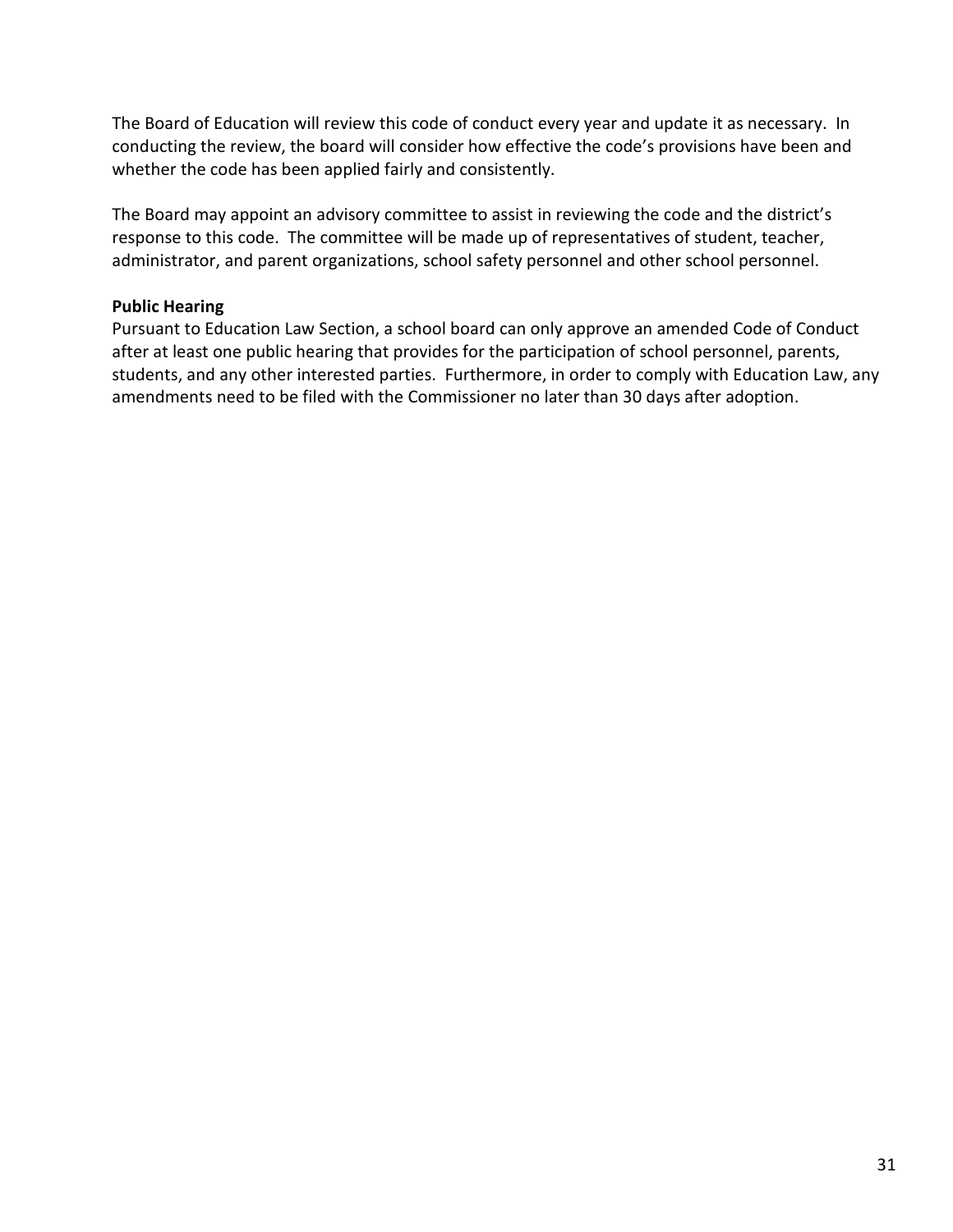The Board of Education will review this code of conduct every year and update it as necessary. In conducting the review, the board will consider how effective the code's provisions have been and whether the code has been applied fairly and consistently.

The Board may appoint an advisory committee to assist in reviewing the code and the district's response to this code. The committee will be made up of representatives of student, teacher, administrator, and parent organizations, school safety personnel and other school personnel.

**Public Hearing**

Pursuant to Education Law Section, a school board can only approve an amended Code of Conduct after at least one public hearing that provides for the participation of school personnel, parents, students, and any other interested parties. Furthermore, in order to comply with Education Law, any amendments need to be filed with the Commissioner no later than 30 days after adoption.